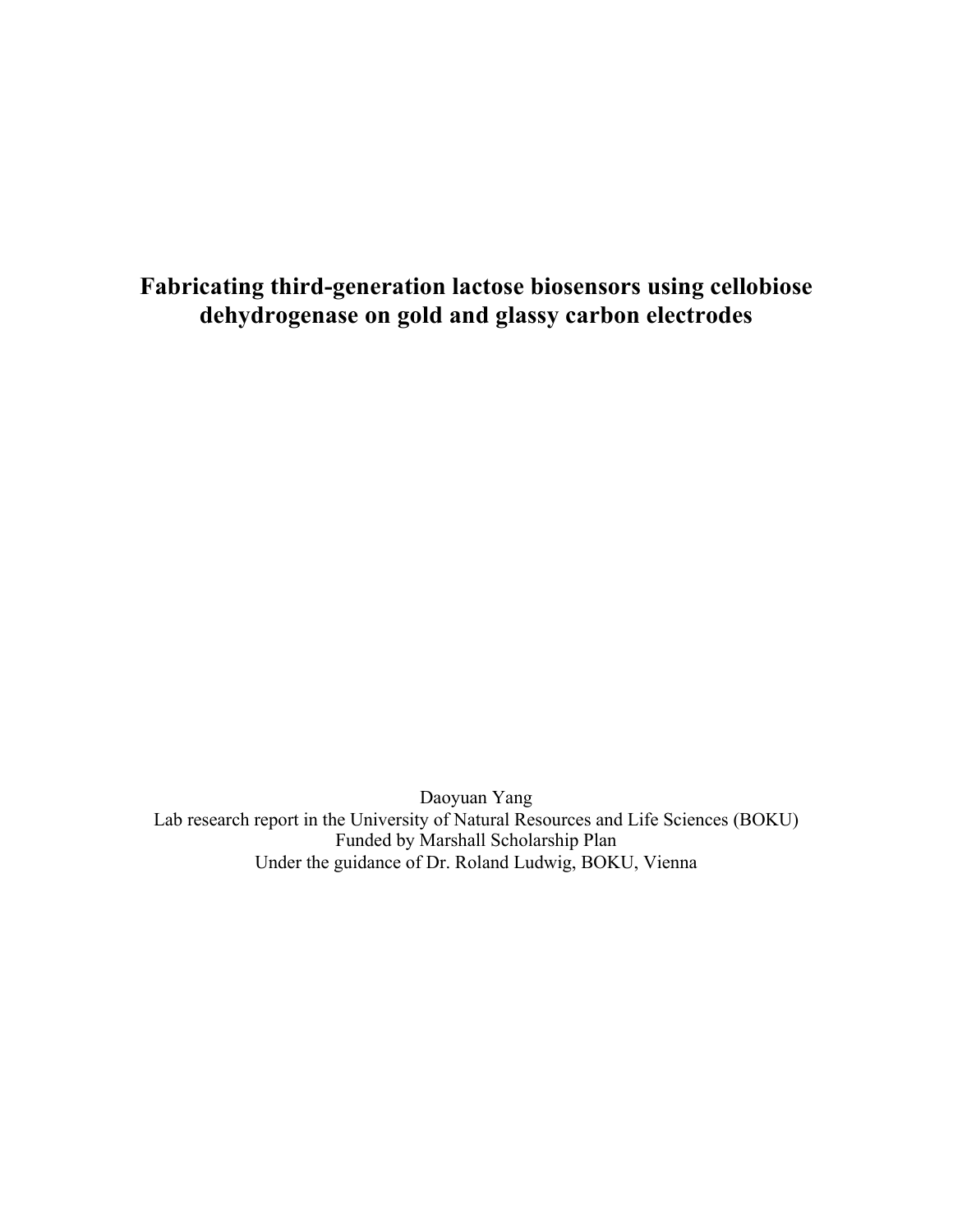# Fabricating third-generation lactose biosensors using cellobiose dehydrogenase on gold and glassy carbon electrodes

Daoyuan Yang
Lab research report in the University of Natural Resources and Life Sciences (BOKU)
Funded by Marshall Scholarship Plan
Under the guidance of Dr. Roland Ludwig, BOKU, Vienna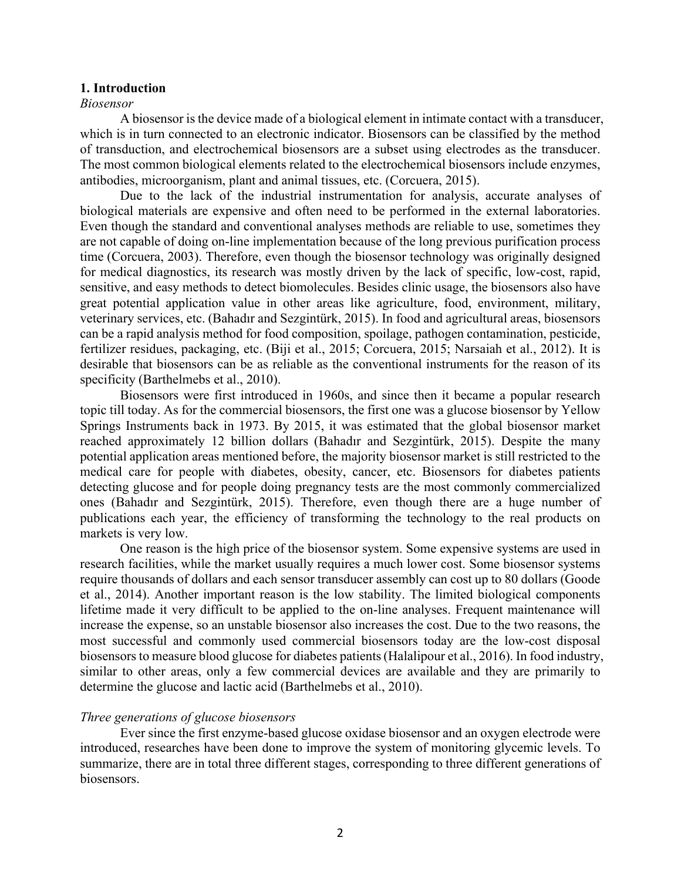## 1. Introduction

*Biosensor*

A biosensor is the device made of a biological element in intimate contact with a transducer, which is in turn connected to an electronic indicator. Biosensors can be classified by the method of transduction, and electrochemical biosensors are a subset using electrodes as the transducer. The most common biological elements related to the electrochemical biosensors include enzymes, antibodies, microorganism, plant and animal tissues, etc. (Corcuera, 2015).

Due to the lack of the industrial instrumentation for analysis, accurate analyses of biological materials are expensive and often need to be performed in the external laboratories. Even though the standard and conventional analyses methods are reliable to use, sometimes they are not capable of doing on-line implementation because of the long previous purification process time (Corcuera, 2003). Therefore, even though the biosensor technology was originally designed for medical diagnostics, its research was mostly driven by the lack of specific, low-cost, rapid, sensitive, and easy methods to detect biomolecules. Besides clinic usage, the biosensors also have great potential application value in other areas like agriculture, food, environment, military, veterinary services, etc. (Bahadır and Sezgintürk, 2015). In food and agricultural areas, biosensors can be a rapid analysis method for food composition, spoilage, pathogen contamination, pesticide, fertilizer residues, packaging, etc. (Biji et al., 2015; Corcuera, 2015; Narsaiah et al., 2012). It is desirable that biosensors can be as reliable as the conventional instruments for the reason of its specificity (Barthelmebs et al., 2010).

Biosensors were first introduced in 1960s, and since then it became a popular research topic till today. As for the commercial biosensors, the first one was a glucose biosensor by Yellow Springs Instruments back in 1973. By 2015, it was estimated that the global biosensor market reached approximately 12 billion dollars (Bahadır and Sezgintürk, 2015). Despite the many potential application areas mentioned before, the majority biosensor market is still restricted to the medical care for people with diabetes, obesity, cancer, etc. Biosensors for diabetes patients detecting glucose and for people doing pregnancy tests are the most commonly commercialized ones (Bahadır and Sezgintürk, 2015). Therefore, even though there are a huge number of publications each year, the efficiency of transforming the technology to the real products on markets is very low.

One reason is the high price of the biosensor system. Some expensive systems are used in research facilities, while the market usually requires a much lower cost. Some biosensor systems require thousands of dollars and each sensor transducer assembly can cost up to 80 dollars (Goode et al., 2014). Another important reason is the low stability. The limited biological components lifetime made it very difficult to be applied to the on-line analyses. Frequent maintenance will increase the expense, so an unstable biosensor also increases the cost. Due to the two reasons, the most successful and commonly used commercial biosensors today are the low-cost disposal biosensors to measure blood glucose for diabetes patients (Halalipour et al., 2016). In food industry, similar to other areas, only a few commercial devices are available and they are primarily to determine the glucose and lactic acid (Barthelmebs et al., 2010).

*Three generations of glucose biosensors*

Ever since the first enzyme-based glucose oxidase biosensor and an oxygen electrode were introduced, researches have been done to improve the system of monitoring glycemic levels. To summarize, there are in total three different stages, corresponding to three different generations of biosensors.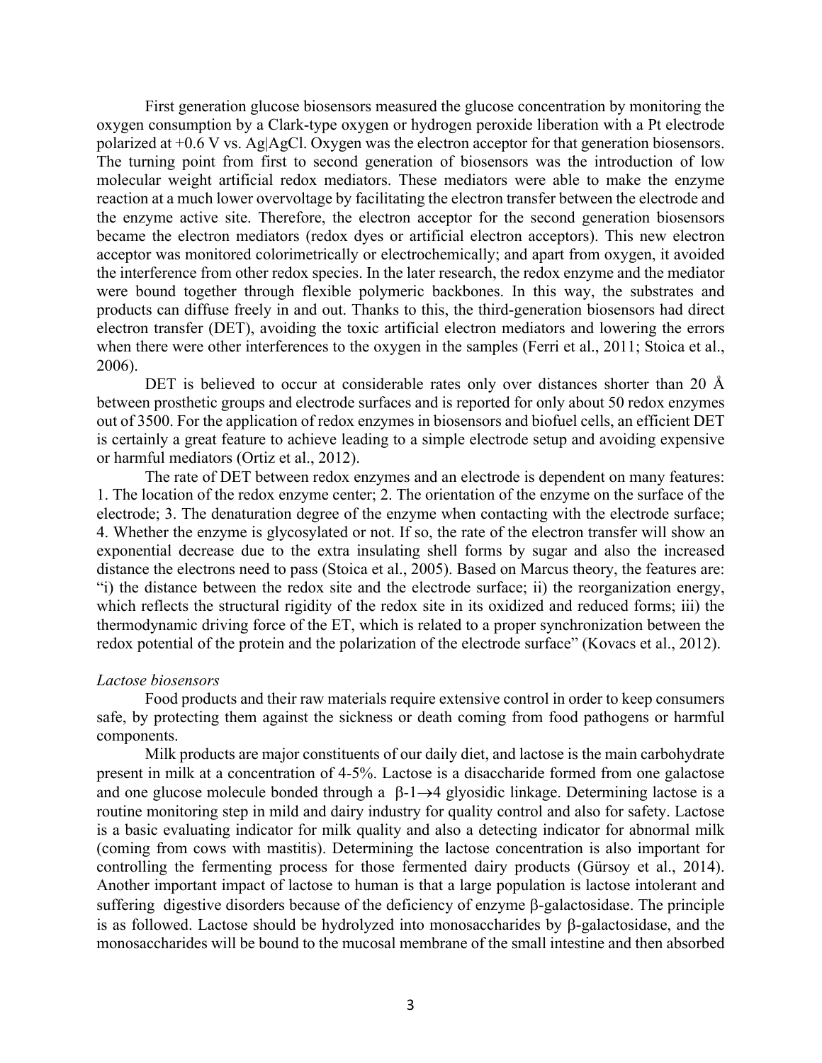First generation glucose biosensors measured the glucose concentration by monitoring the oxygen consumption by a Clark-type oxygen or hydrogen peroxide liberation with a Pt electrode polarized at +0.6 V vs. Ag|AgCl. Oxygen was the electron acceptor for that generation biosensors. The turning point from first to second generation of biosensors was the introduction of low molecular weight artificial redox mediators. These mediators were able to make the enzyme reaction at a much lower overvoltage by facilitating the electron transfer between the electrode and the enzyme active site. Therefore, the electron acceptor for the second generation biosensors became the electron mediators (redox dyes or artificial electron acceptors). This new electron acceptor was monitored colorimetrically or electrochemically; and apart from oxygen, it avoided the interference from other redox species. In the later research, the redox enzyme and the mediator were bound together through flexible polymeric backbones. In this way, the substrates and products can diffuse freely in and out. Thanks to this, the third-generation biosensors had direct electron transfer (DET), avoiding the toxic artificial electron mediators and lowering the errors when there were other interferences to the oxygen in the samples (Ferri et al., 2011; Stoica et al., 2006).

DET is believed to occur at considerable rates only over distances shorter than 20 Å between prosthetic groups and electrode surfaces and is reported for only about 50 redox enzymes out of 3500. For the application of redox enzymes in biosensors and biofuel cells, an efficient DET is certainly a great feature to achieve leading to a simple electrode setup and avoiding expensive or harmful mediators (Ortiz et al., 2012).

The rate of DET between redox enzymes and an electrode is dependent on many features: 1. The location of the redox enzyme center; 2. The orientation of the enzyme on the surface of the electrode; 3. The denaturation degree of the enzyme when contacting with the electrode surface; 4. Whether the enzyme is glycosylated or not. If so, the rate of the electron transfer will show an exponential decrease due to the extra insulating shell forms by sugar and also the increased distance the electrons need to pass (Stoica et al., 2005). Based on Marcus theory, the features are: "i) the distance between the redox site and the electrode surface; ii) the reorganization energy, which reflects the structural rigidity of the redox site in its oxidized and reduced forms; iii) the thermodynamic driving force of the ET, which is related to a proper synchronization between the redox potential of the protein and the polarization of the electrode surface" (Kovacs et al., 2012).

*Lactose biosensors*

Food products and their raw materials require extensive control in order to keep consumers safe, by protecting them against the sickness or death coming from food pathogens or harmful components.

Milk products are major constituents of our daily diet, and lactose is the main carbohydrate present in milk at a concentration of 4-5%. Lactose is a disaccharide formed from one galactose and one glucose molecule bonded through a $\beta$-1$\rightarrow$4 glyosidic linkage. Determining lactose is a routine monitoring step in mild and dairy industry for quality control and also for safety. Lactose is a basic evaluating indicator for milk quality and also a detecting indicator for abnormal milk (coming from cows with mastitis). Determining the lactose concentration is also important for controlling the fermenting process for those fermented dairy products (Gürsoy et al., 2014). Another important impact of lactose to human is that a large population is lactose intolerant and suffering digestive disorders because of the deficiency of enzyme $\beta$-galactosidase. The principle is as followed. Lactose should be hydrolyzed into monosaccharides by $\beta$-galactosidase, and the monosaccharides will be bound to the mucosal membrane of the small intestine and then absorbed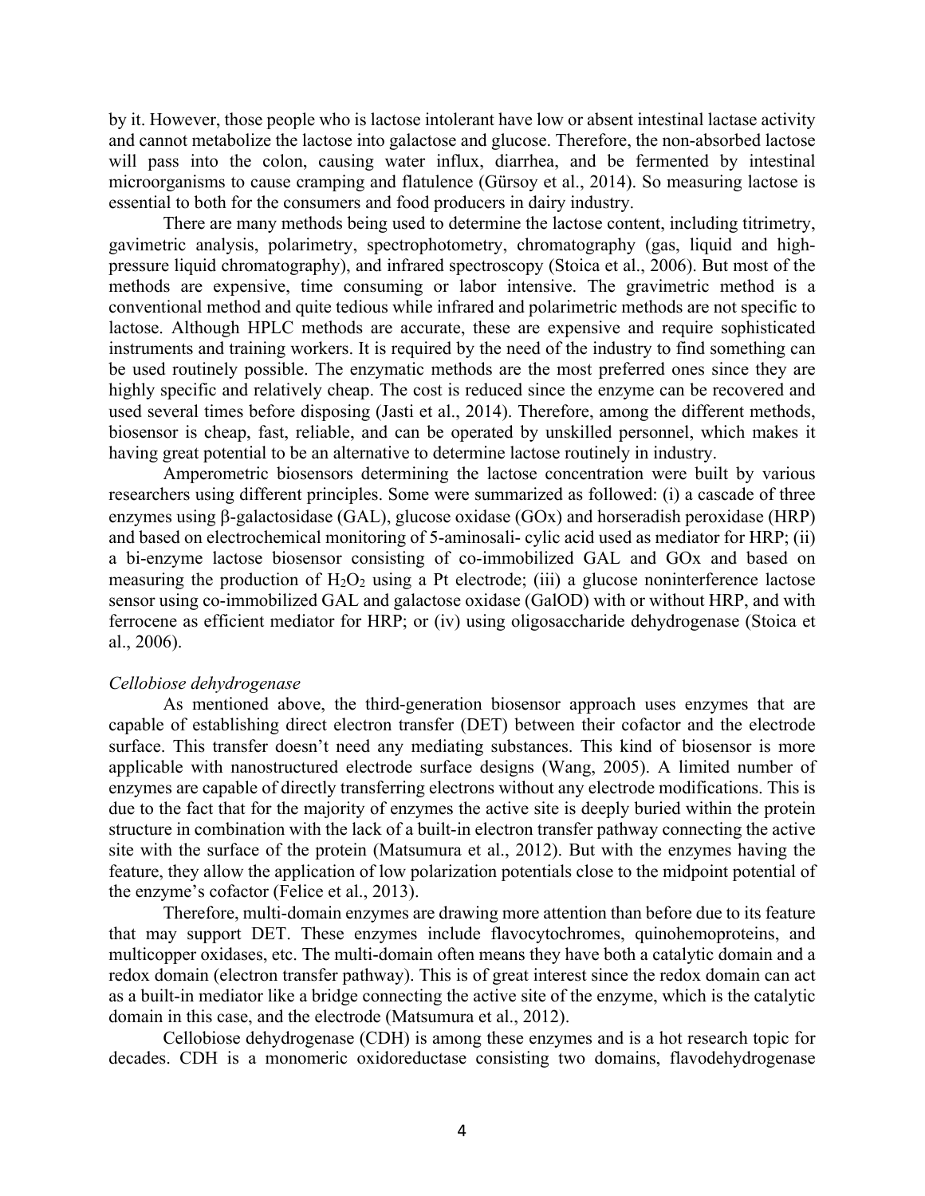by it. However, those people who is lactose intolerant have low or absent intestinal lactase activity and cannot metabolize the lactose into galactose and glucose. Therefore, the non-absorbed lactose will pass into the colon, causing water influx, diarrhea, and be fermented by intestinal microorganisms to cause cramping and flatulence (Gürsoy et al., 2014). So measuring lactose is essential to both for the consumers and food producers in dairy industry.

There are many methods being used to determine the lactose content, including titrimetry, gavimetric analysis, polarimetry, spectrophotometry, chromatography (gas, liquid and high-pressure liquid chromatography), and infrared spectroscopy (Stoica et al., 2006). But most of the methods are expensive, time consuming or labor intensive. The gravimetric method is a conventional method and quite tedious while infrared and polarimetric methods are not specific to lactose. Although HPLC methods are accurate, these are expensive and require sophisticated instruments and training workers. It is required by the need of the industry to find something can be used routinely possible. The enzymatic methods are the most preferred ones since they are highly specific and relatively cheap. The cost is reduced since the enzyme can be recovered and used several times before disposing (Jasti et al., 2014). Therefore, among the different methods, biosensor is cheap, fast, reliable, and can be operated by unskilled personnel, which makes it having great potential to be an alternative to determine lactose routinely in industry.

Amperometric biosensors determining the lactose concentration were built by various researchers using different principles. Some were summarized as followed: (i) a cascade of three enzymes using β-galactosidase (GAL), glucose oxidase (GOx) and horseradish peroxidase (HRP) and based on electrochemical monitoring of 5-aminosali- cylic acid used as mediator for HRP; (ii) a bi-enzyme lactose biosensor consisting of co-immobilized GAL and GOx and based on measuring the production of $H_2O_2$ using a Pt electrode; (iii) a glucose noninterference lactose sensor using co-immobilized GAL and galactose oxidase (GalOD) with or without HRP, and with ferrocene as efficient mediator for HRP; or (iv) using oligosaccharide dehydrogenase (Stoica et al., 2006).

*Cellobiose dehydrogenase*

As mentioned above, the third-generation biosensor approach uses enzymes that are capable of establishing direct electron transfer (DET) between their cofactor and the electrode surface. This transfer doesn't need any mediating substances. This kind of biosensor is more applicable with nanostructured electrode surface designs (Wang, 2005). A limited number of enzymes are capable of directly transferring electrons without any electrode modifications. This is due to the fact that for the majority of enzymes the active site is deeply buried within the protein structure in combination with the lack of a built-in electron transfer pathway connecting the active site with the surface of the protein (Matsumura et al., 2012). But with the enzymes having the feature, they allow the application of low polarization potentials close to the midpoint potential of the enzyme's cofactor (Felice et al., 2013).

Therefore, multi-domain enzymes are drawing more attention than before due to its feature that may support DET. These enzymes include flavocytochromes, quinohemoproteins, and multicopper oxidases, etc. The multi-domain often means they have both a catalytic domain and a redox domain (electron transfer pathway). This is of great interest since the redox domain can act as a built-in mediator like a bridge connecting the active site of the enzyme, which is the catalytic domain in this case, and the electrode (Matsumura et al., 2012).

Cellobiose dehydrogenase (CDH) is among these enzymes and is a hot research topic for decades. CDH is a monomeric oxidoreductase consisting two domains, flavodehydrogenase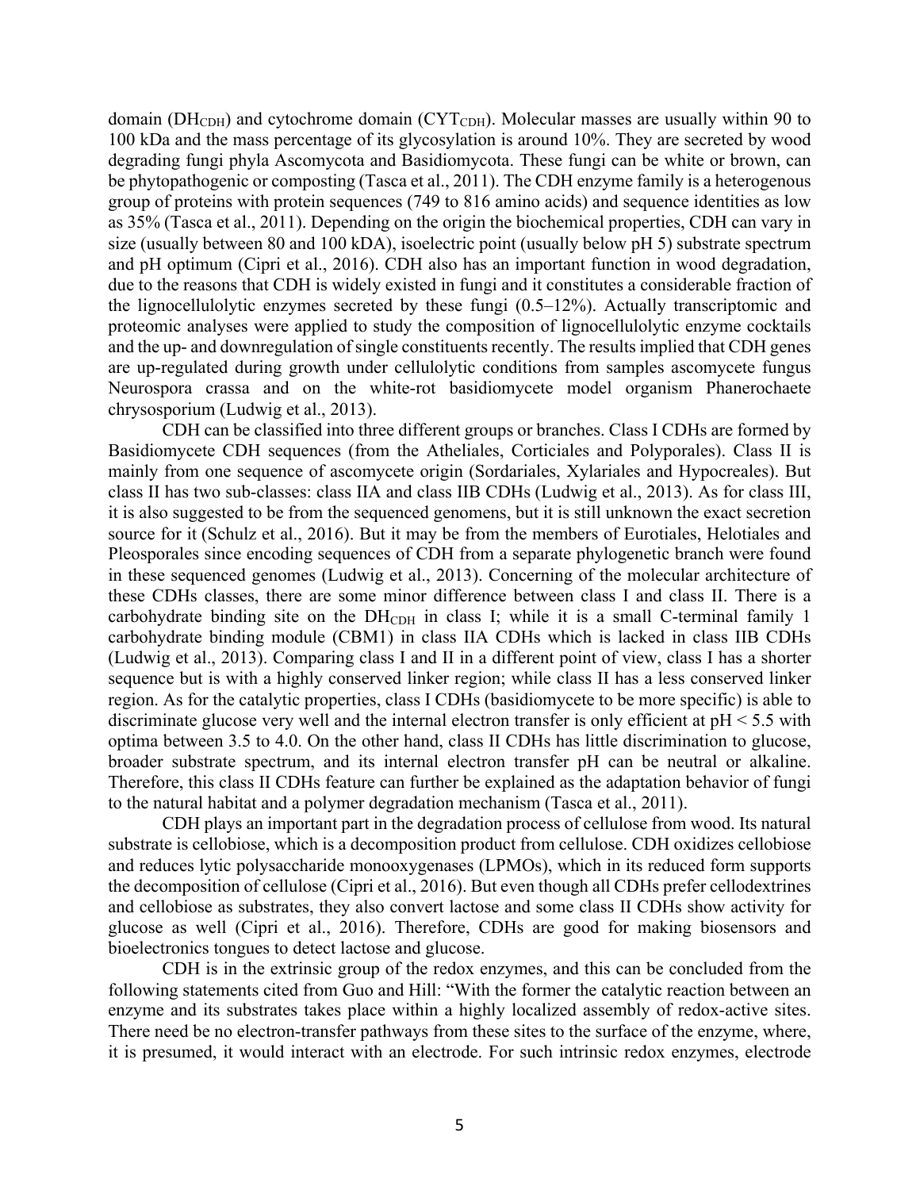domain ($DH_{CDH}$) and cytochrome domain ($CYT_{CDH}$). Molecular masses are usually within 90 to 100 kDa and the mass percentage of its glycosylation is around 10%. They are secreted by wood degrading fungi phyla Ascomycota and Basidiomycota. These fungi can be white or brown, can be phytopathogenic or composting (Tasca et al., 2011). The CDH enzyme family is a heterogenous group of proteins with protein sequences (749 to 816 amino acids) and sequence identities as low as 35% (Tasca et al., 2011). Depending on the origin the biochemical properties, CDH can vary in size (usually between 80 and 100 kDA), isoelectric point (usually below pH 5) substrate spectrum and pH optimum (Cipri et al., 2016). CDH also has an important function in wood degradation, due to the reasons that CDH is widely existed in fungi and it constitutes a considerable fraction of the lignocellulolytic enzymes secreted by these fungi (0.5–12%). Actually transcriptomic and proteomic analyses were applied to study the composition of lignocellulolytic enzyme cocktails and the up- and downregulation of single constituents recently. The results implied that CDH genes are up-regulated during growth under cellulolytic conditions from samples ascomycete fungus Neurospora crassa and on the white-rot basidiomycete model organism Phanerochaete chrysosporium (Ludwig et al., 2013).

CDH can be classified into three different groups or branches. Class I CDHs are formed by Basidiomycete CDH sequences (from the Atheliales, Corticiales and Polyporales). Class II is mainly from one sequence of ascomycete origin (Sordariales, Xylariales and Hypocreales). But class II has two sub-classes: class IIA and class IIB CDHs (Ludwig et al., 2013). As for class III, it is also suggested to be from the sequenced genomens, but it is still unknown the exact secretion source for it (Schulz et al., 2016). But it may be from the members of Eurotiales, Helotiales and Pleosporales since encoding sequences of CDH from a separate phylogenetic branch were found in these sequenced genomes (Ludwig et al., 2013). Concerning of the molecular architecture of these CDHs classes, there are some minor difference between class I and class II. There is a carbohydrate binding site on the $DH_{CDH}$ in class I; while it is a small C-terminal family 1 carbohydrate binding module (CBM1) in class IIA CDHs which is lacked in class IIB CDHs (Ludwig et al., 2013). Comparing class I and II in a different point of view, class I has a shorter sequence but is with a highly conserved linker region; while class II has a less conserved linker region. As for the catalytic properties, class I CDHs (basidiomycete to be more specific) is able to discriminate glucose very well and the internal electron transfer is only efficient at pH < 5.5 with optima between 3.5 to 4.0. On the other hand, class II CDHs has little discrimination to glucose, broader substrate spectrum, and its internal electron transfer pH can be neutral or alkaline. Therefore, this class II CDHs feature can further be explained as the adaptation behavior of fungi to the natural habitat and a polymer degradation mechanism (Tasca et al., 2011).

CDH plays an important part in the degradation process of cellulose from wood. Its natural substrate is cellobiose, which is a decomposition product from cellulose. CDH oxidizes cellobiose and reduces lytic polysaccharide monooxygenases (LPMOs), which in its reduced form supports the decomposition of cellulose (Cipri et al., 2016). But even though all CDHs prefer cellodextrines and cellobiose as substrates, they also convert lactose and some class II CDHs show activity for glucose as well (Cipri et al., 2016). Therefore, CDHs are good for making biosensors and bioelectronics tongues to detect lactose and glucose.

CDH is in the extrinsic group of the redox enzymes, and this can be concluded from the following statements cited from Guo and Hill: "With the former the catalytic reaction between an enzyme and its substrates takes place within a highly localized assembly of redox-active sites. There need be no electron-transfer pathways from these sites to the surface of the enzyme, where, it is presumed, it would interact with an electrode. For such intrinsic redox enzymes, electrode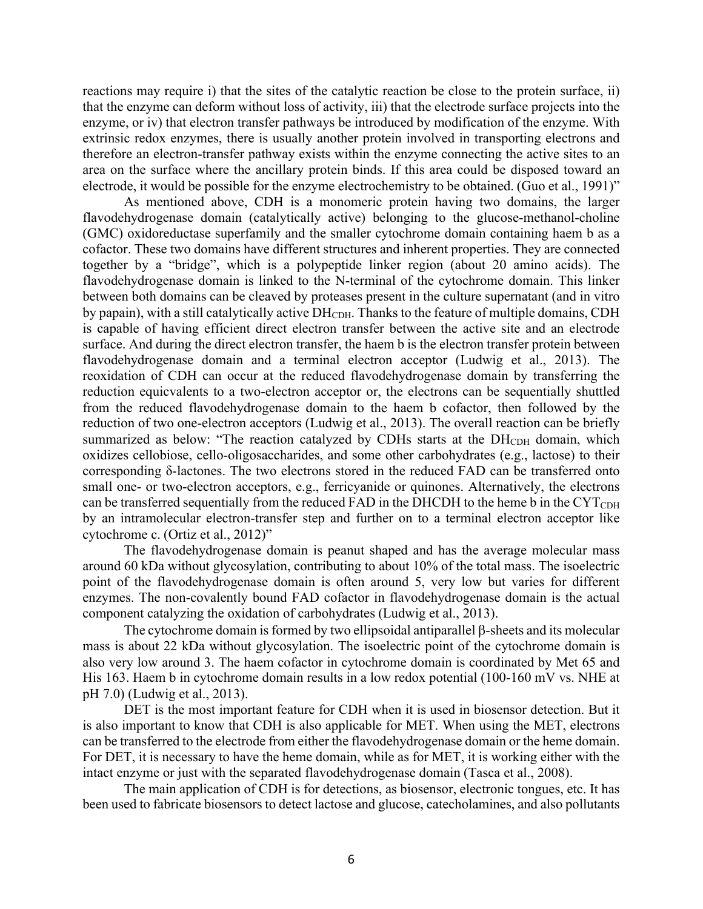reactions may require i) that the sites of the catalytic reaction be close to the protein surface, ii) that the enzyme can deform without loss of activity, iii) that the electrode surface projects into the enzyme, or iv) that electron transfer pathways be introduced by modification of the enzyme. With extrinsic redox enzymes, there is usually another protein involved in transporting electrons and therefore an electron-transfer pathway exists within the enzyme connecting the active sites to an area on the surface where the ancillary protein binds. If this area could be disposed toward an electrode, it would be possible for the enzyme electrochemistry to be obtained. (Guo et al., 1991)"

As mentioned above, CDH is a monomeric protein having two domains, the larger flavodehydrogenase domain (catalytically active) belonging to the glucose-methanol-choline (GMC) oxidoreductase superfamily and the smaller cytochrome domain containing haem b as a cofactor. These two domains have different structures and inherent properties. They are connected together by a "bridge", which is a polypeptide linker region (about 20 amino acids). The flavodehydrogenase domain is linked to the N-terminal of the cytochrome domain. This linker between both domains can be cleaved by proteases present in the culture supernatant (and in vitro by papain), with a still catalytically active $DH_{CDH}$. Thanks to the feature of multiple domains, CDH is capable of having efficient direct electron transfer between the active site and an electrode surface. And during the direct electron transfer, the haem b is the electron transfer protein between flavodehydrogenase domain and a terminal electron acceptor (Ludwig et al., 2013). The reoxidation of CDH can occur at the reduced flavodehydrogenase domain by transferring the reduction equicvalents to a two-electron acceptor or, the electrons can be sequentially shuttled from the reduced flavodehydrogenase domain to the haem b cofactor, then followed by the reduction of two one-electron acceptors (Ludwig et al., 2013). The overall reaction can be briefly summarized as below: "The reaction catalyzed by CDHs starts at the $DH_{CDH}$ domain, which oxidizes cellobiose, cello-oligosaccharides, and some other carbohydrates (e.g., lactose) to their corresponding δ-lactones. The two electrons stored in the reduced FAD can be transferred onto small one- or two-electron acceptors, e.g., ferricyanide or quinones. Alternatively, the electrons can be transferred sequentially from the reduced FAD in the DHCDH to the heme b in the $CYT_{CDH}$ by an intramolecular electron-transfer step and further on to a terminal electron acceptor like cytochrome c. (Ortiz et al., 2012)"

The flavodehydrogenase domain is peanut shaped and has the average molecular mass around 60 kDa without glycosylation, contributing to about 10% of the total mass. The isoelectric point of the flavodehydrogenase domain is often around 5, very low but varies for different enzymes. The non-covalently bound FAD cofactor in flavodehydrogenase domain is the actual component catalyzing the oxidation of carbohydrates (Ludwig et al., 2013).

The cytochrome domain is formed by two ellipsoidal antiparallel β-sheets and its molecular mass is about 22 kDa without glycosylation. The isoelectric point of the cytochrome domain is also very low around 3. The haem cofactor in cytochrome domain is coordinated by Met 65 and His 163. Haem b in cytochrome domain results in a low redox potential (100-160 mV vs. NHE at pH 7.0) (Ludwig et al., 2013).

DET is the most important feature for CDH when it is used in biosensor detection. But it is also important to know that CDH is also applicable for MET. When using the MET, electrons can be transferred to the electrode from either the flavodehydrogenase domain or the heme domain. For DET, it is necessary to have the heme domain, while as for MET, it is working either with the intact enzyme or just with the separated flavodehydrogenase domain (Tasca et al., 2008).

The main application of CDH is for detections, as biosensor, electronic tongues, etc. It has been used to fabricate biosensors to detect lactose and glucose, catecholamines, and also pollutants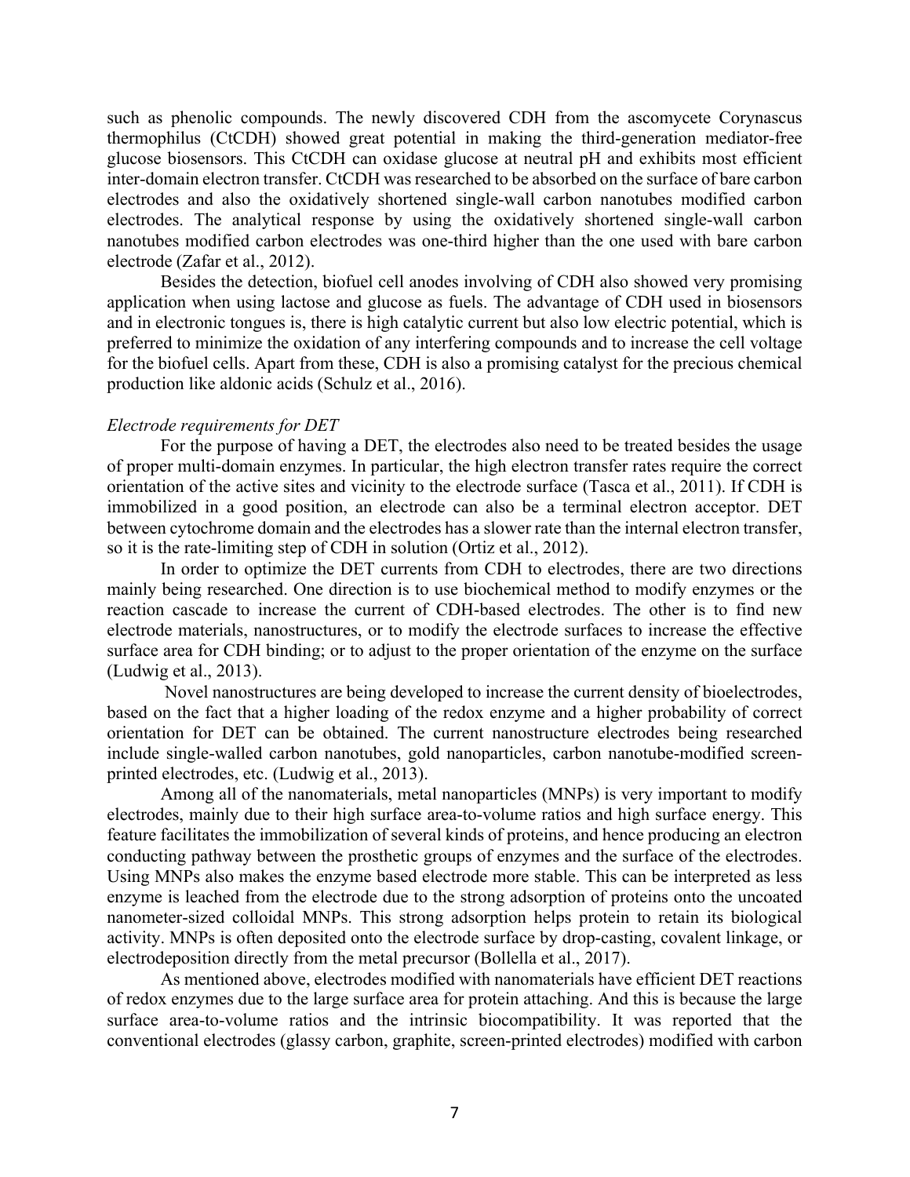such as phenolic compounds. The newly discovered CDH from the ascomycete Corynascus thermophilus (CtCDH) showed great potential in making the third-generation mediator-free glucose biosensors. This CtCDH can oxidase glucose at neutral pH and exhibits most efficient inter-domain electron transfer. CtCDH was researched to be absorbed on the surface of bare carbon electrodes and also the oxidatively shortened single-wall carbon nanotubes modified carbon electrodes. The analytical response by using the oxidatively shortened single-wall carbon nanotubes modified carbon electrodes was one-third higher than the one used with bare carbon electrode (Zafar et al., 2012).

Besides the detection, biofuel cell anodes involving of CDH also showed very promising application when using lactose and glucose as fuels. The advantage of CDH used in biosensors and in electronic tongues is, there is high catalytic current but also low electric potential, which is preferred to minimize the oxidation of any interfering compounds and to increase the cell voltage for the biofuel cells. Apart from these, CDH is also a promising catalyst for the precious chemical production like aldonic acids (Schulz et al., 2016).

*Electrode requirements for DET*

For the purpose of having a DET, the electrodes also need to be treated besides the usage of proper multi-domain enzymes. In particular, the high electron transfer rates require the correct orientation of the active sites and vicinity to the electrode surface (Tasca et al., 2011). If CDH is immobilized in a good position, an electrode can also be a terminal electron acceptor. DET between cytochrome domain and the electrodes has a slower rate than the internal electron transfer, so it is the rate-limiting step of CDH in solution (Ortiz et al., 2012).

In order to optimize the DET currents from CDH to electrodes, there are two directions mainly being researched. One direction is to use biochemical method to modify enzymes or the reaction cascade to increase the current of CDH-based electrodes. The other is to find new electrode materials, nanostructures, or to modify the electrode surfaces to increase the effective surface area for CDH binding; or to adjust to the proper orientation of the enzyme on the surface (Ludwig et al., 2013).

Novel nanostructures are being developed to increase the current density of bioelectrodes, based on the fact that a higher loading of the redox enzyme and a higher probability of correct orientation for DET can be obtained. The current nanostructure electrodes being researched include single-walled carbon nanotubes, gold nanoparticles, carbon nanotube-modified screen-printed electrodes, etc. (Ludwig et al., 2013).

Among all of the nanomaterials, metal nanoparticles (MNPs) is very important to modify electrodes, mainly due to their high surface area-to-volume ratios and high surface energy. This feature facilitates the immobilization of several kinds of proteins, and hence producing an electron conducting pathway between the prosthetic groups of enzymes and the surface of the electrodes. Using MNPs also makes the enzyme based electrode more stable. This can be interpreted as less enzyme is leached from the electrode due to the strong adsorption of proteins onto the uncoated nanometer-sized colloidal MNPs. This strong adsorption helps protein to retain its biological activity. MNPs is often deposited onto the electrode surface by drop-casting, covalent linkage, or electrodeposition directly from the metal precursor (Bollella et al., 2017).

As mentioned above, electrodes modified with nanomaterials have efficient DET reactions of redox enzymes due to the large surface area for protein attaching. And this is because the large surface area-to-volume ratios and the intrinsic biocompatibility. It was reported that the conventional electrodes (glassy carbon, graphite, screen-printed electrodes) modified with carbon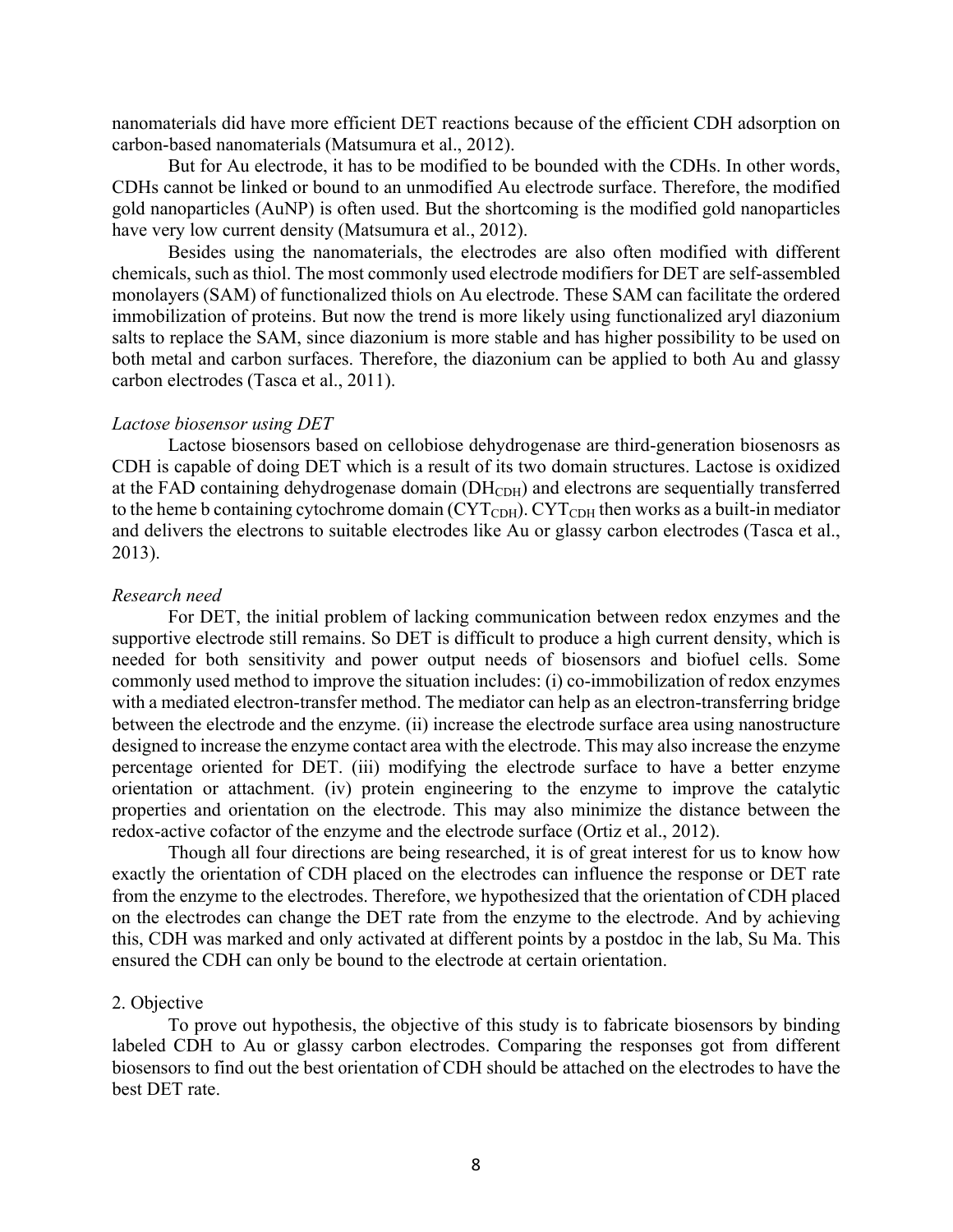nanomaterials did have more efficient DET reactions because of the efficient CDH adsorption on carbon-based nanomaterials (Matsumura et al., 2012).

But for Au electrode, it has to be modified to be bounded with the CDHs. In other words, CDHs cannot be linked or bound to an unmodified Au electrode surface. Therefore, the modified gold nanoparticles (AuNP) is often used. But the shortcoming is the modified gold nanoparticles have very low current density (Matsumura et al., 2012).

Besides using the nanomaterials, the electrodes are also often modified with different chemicals, such as thiol. The most commonly used electrode modifiers for DET are self-assembled monolayers (SAM) of functionalized thiols on Au electrode. These SAM can facilitate the ordered immobilization of proteins. But now the trend is more likely using functionalized aryl diazonium salts to replace the SAM, since diazonium is more stable and has higher possibility to be used on both metal and carbon surfaces. Therefore, the diazonium can be applied to both Au and glassy carbon electrodes (Tasca et al., 2011).

*Lactose biosensor using DET*

Lactose biosensors based on cellobiose dehydrogenase are third-generation biosenosrs as CDH is capable of doing DET which is a result of its two domain structures. Lactose is oxidized at the FAD containing dehydrogenase domain ($DH_{CDH}$) and electrons are sequentially transferred to the heme b containing cytochrome domain ($CYT_{CDH}$). $CYT_{CDH}$ then works as a built-in mediator and delivers the electrons to suitable electrodes like Au or glassy carbon electrodes (Tasca et al., 2013).

*Research need*

For DET, the initial problem of lacking communication between redox enzymes and the supportive electrode still remains. So DET is difficult to produce a high current density, which is needed for both sensitivity and power output needs of biosensors and biofuel cells. Some commonly used method to improve the situation includes: (i) co-immobilization of redox enzymes with a mediated electron-transfer method. The mediator can help as an electron-transferring bridge between the electrode and the enzyme. (ii) increase the electrode surface area using nanostructure designed to increase the enzyme contact area with the electrode. This may also increase the enzyme percentage oriented for DET. (iii) modifying the electrode surface to have a better enzyme orientation or attachment. (iv) protein engineering to the enzyme to improve the catalytic properties and orientation on the electrode. This may also minimize the distance between the redox-active cofactor of the enzyme and the electrode surface (Ortiz et al., 2012).

Though all four directions are being researched, it is of great interest for us to know how exactly the orientation of CDH placed on the electrodes can influence the response or DET rate from the enzyme to the electrodes. Therefore, we hypothesized that the orientation of CDH placed on the electrodes can change the DET rate from the enzyme to the electrode. And by achieving this, CDH was marked and only activated at different points by a postdoc in the lab, Su Ma. This ensured the CDH can only be bound to the electrode at certain orientation.

2. Objective

To prove out hypothesis, the objective of this study is to fabricate biosensors by binding labeled CDH to Au or glassy carbon electrodes. Comparing the responses got from different biosensors to find out the best orientation of CDH should be attached on the electrodes to have the best DET rate.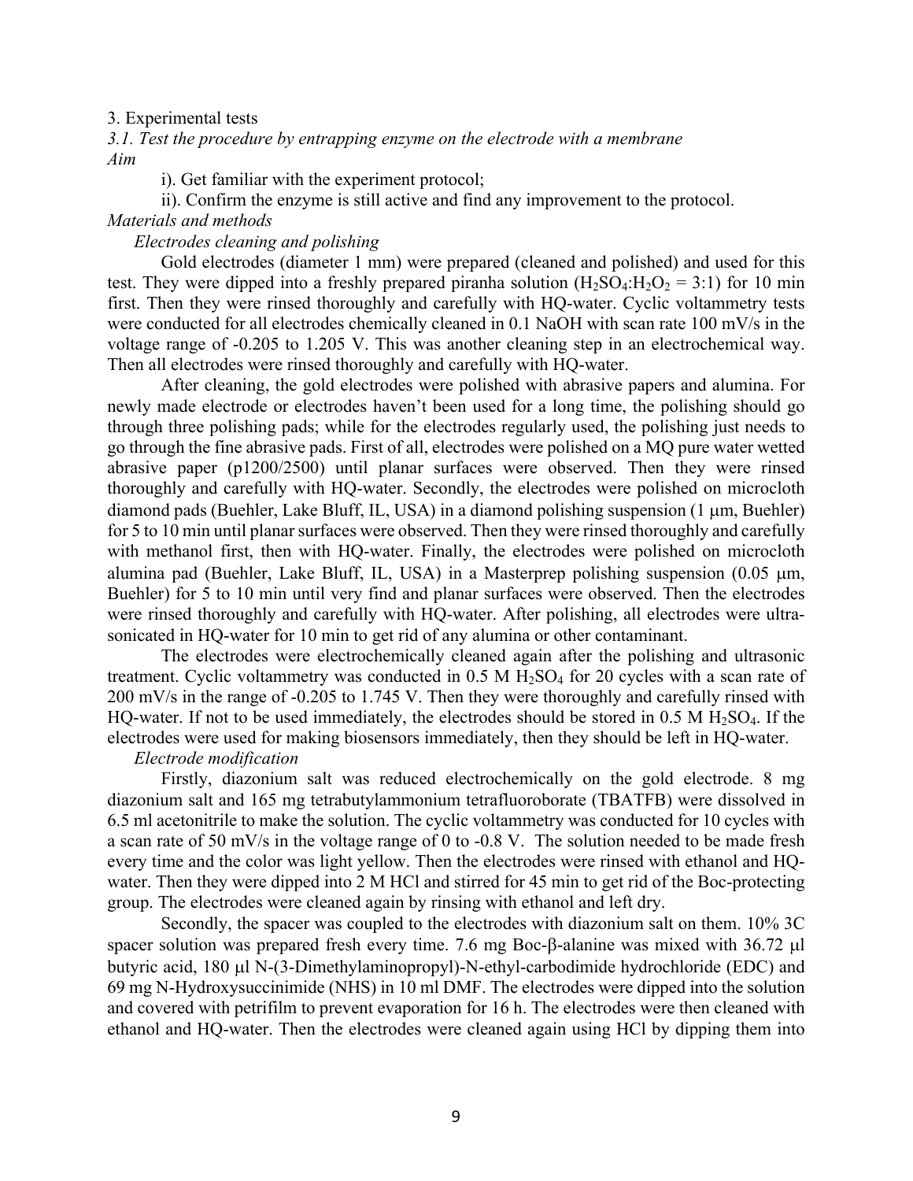3. Experimental tests

*3.1. Test the procedure by entrapping enzyme on the electrode with a membrane*

*Aim*

i). Get familiar with the experiment protocol;

ii). Confirm the enzyme is still active and find any improvement to the protocol.

*Materials and methods*

*Electrodes cleaning and polishing*

Gold electrodes (diameter 1 mm) were prepared (cleaned and polished) and used for this test. They were dipped into a freshly prepared piranha solution ($H_2SO_4$:$H_2O_2$ = 3:1) for 10 min first. Then they were rinsed thoroughly and carefully with HQ-water. Cyclic voltammetry tests were conducted for all electrodes chemically cleaned in 0.1 NaOH with scan rate 100 mV/s in the voltage range of -0.205 to 1.205 V. This was another cleaning step in an electrochemical way. Then all electrodes were rinsed thoroughly and carefully with HQ-water.

After cleaning, the gold electrodes were polished with abrasive papers and alumina. For newly made electrode or electrodes haven't been used for a long time, the polishing should go through three polishing pads; while for the electrodes regularly used, the polishing just needs to go through the fine abrasive pads. First of all, electrodes were polished on a MQ pure water wetted abrasive paper (p1200/2500) until planar surfaces were observed. Then they were rinsed thoroughly and carefully with HQ-water. Secondly, the electrodes were polished on microcloth diamond pads (Buehler, Lake Bluff, IL, USA) in a diamond polishing suspension (1 μm, Buehler) for 5 to 10 min until planar surfaces were observed. Then they were rinsed thoroughly and carefully with methanol first, then with HQ-water. Finally, the electrodes were polished on microcloth alumina pad (Buehler, Lake Bluff, IL, USA) in a Masterprep polishing suspension (0.05 μm, Buehler) for 5 to 10 min until very find and planar surfaces were observed. Then the electrodes were rinsed thoroughly and carefully with HQ-water. After polishing, all electrodes were ultra-sonicated in HQ-water for 10 min to get rid of any alumina or other contaminant.

The electrodes were electrochemically cleaned again after the polishing and ultrasonic treatment. Cyclic voltammetry was conducted in 0.5 M $H_2SO_4$ for 20 cycles with a scan rate of 200 mV/s in the range of -0.205 to 1.745 V. Then they were thoroughly and carefully rinsed with HQ-water. If not to be used immediately, the electrodes should be stored in 0.5 M $H_2SO_4$. If the electrodes were used for making biosensors immediately, then they should be left in HQ-water.

*Electrode modification*

Firstly, diazonium salt was reduced electrochemically on the gold electrode. 8 mg diazonium salt and 165 mg tetrabutylammonium tetrafluoroborate (TBATFB) were dissolved in 6.5 ml acetonitrile to make the solution. The cyclic voltammetry was conducted for 10 cycles with a scan rate of 50 mV/s in the voltage range of 0 to -0.8 V. The solution needed to be made fresh every time and the color was light yellow. Then the electrodes were rinsed with ethanol and HQ-water. Then they were dipped into 2 M HCl and stirred for 45 min to get rid of the Boc-protecting group. The electrodes were cleaned again by rinsing with ethanol and left dry.

Secondly, the spacer was coupled to the electrodes with diazonium salt on them. 10% 3C spacer solution was prepared fresh every time. 7.6 mg Boc-β-alanine was mixed with 36.72 μl butyric acid, 180 μl N-(3-Dimethylaminopropyl)-N-ethyl-carbodimide hydrochloride (EDC) and 69 mg N-Hydroxysuccinimide (NHS) in 10 ml DMF. The electrodes were dipped into the solution and covered with petrifilm to prevent evaporation for 16 h. The electrodes were then cleaned with ethanol and HQ-water. Then the electrodes were cleaned again using HCl by dipping them into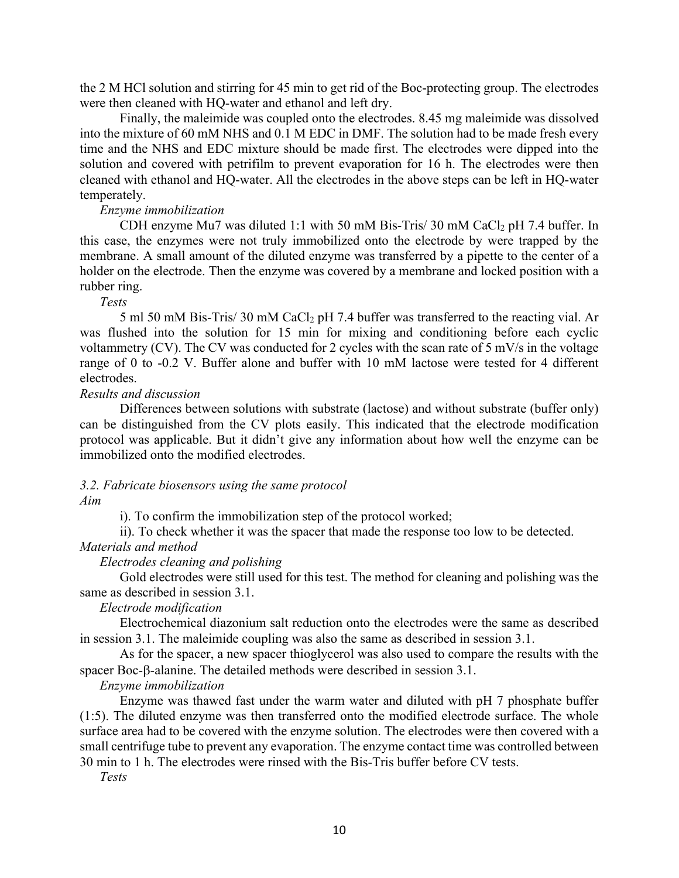the 2 M HCl solution and stirring for 45 min to get rid of the Boc-protecting group. The electrodes were then cleaned with HQ-water and ethanol and left dry.

Finally, the maleimide was coupled onto the electrodes. 8.45 mg maleimide was dissolved into the mixture of 60 mM NHS and 0.1 M EDC in DMF. The solution had to be made fresh every time and the NHS and EDC mixture should be made first. The electrodes were dipped into the solution and covered with petrifilm to prevent evaporation for 16 h. The electrodes were then cleaned with ethanol and HQ-water. All the electrodes in the above steps can be left in HQ-water temperately.

*Enzyme immobilization*

CDH enzyme Mu7 was diluted 1:1 with 50 mM Bis-Tris/ 30 mM $CaCl_2$ pH 7.4 buffer. In this case, the enzymes were not truly immobilized onto the electrode by were trapped by the membrane. A small amount of the diluted enzyme was transferred by a pipette to the center of a holder on the electrode. Then the enzyme was covered by a membrane and locked position with a rubber ring.

*Tests*

5 ml 50 mM Bis-Tris/ 30 mM $CaCl_2$ pH 7.4 buffer was transferred to the reacting vial. Ar was flushed into the solution for 15 min for mixing and conditioning before each cyclic voltammetry (CV). The CV was conducted for 2 cycles with the scan rate of 5 mV/s in the voltage range of 0 to -0.2 V. Buffer alone and buffer with 10 mM lactose were tested for 4 different electrodes.

*Results and discussion*

Differences between solutions with substrate (lactose) and without substrate (buffer only) can be distinguished from the CV plots easily. This indicated that the electrode modification protocol was applicable. But it didn't give any information about how well the enzyme can be immobilized onto the modified electrodes.

*3.2. Fabricate biosensors using the same protocol*

*Aim*

i). To confirm the immobilization step of the protocol worked;

ii). To check whether it was the spacer that made the response too low to be detected.

*Materials and method*

*Electrodes cleaning and polishing*

Gold electrodes were still used for this test. The method for cleaning and polishing was the same as described in session 3.1.

*Electrode modification*

Electrochemical diazonium salt reduction onto the electrodes were the same as described in session 3.1. The maleimide coupling was also the same as described in session 3.1.

As for the spacer, a new spacer thioglycerol was also used to compare the results with the spacer Boc-β-alanine. The detailed methods were described in session 3.1.

*Enzyme immobilization*

Enzyme was thawed fast under the warm water and diluted with pH 7 phosphate buffer (1:5). The diluted enzyme was then transferred onto the modified electrode surface. The whole surface area had to be covered with the enzyme solution. The electrodes were then covered with a small centrifuge tube to prevent any evaporation. The enzyme contact time was controlled between 30 min to 1 h. The electrodes were rinsed with the Bis-Tris buffer before CV tests.

*Tests*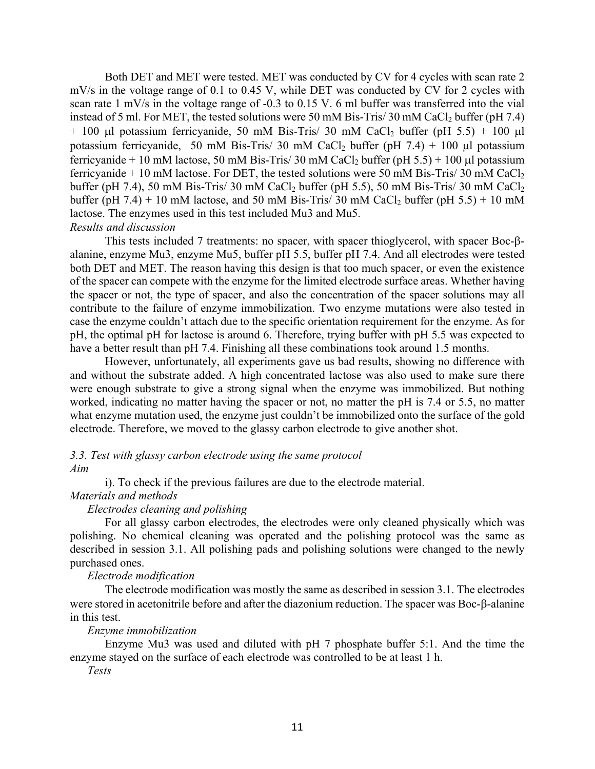Both DET and MET were tested. MET was conducted by CV for 4 cycles with scan rate 2 mV/s in the voltage range of 0.1 to 0.45 V, while DET was conducted by CV for 2 cycles with scan rate 1 mV/s in the voltage range of -0.3 to 0.15 V. 6 ml buffer was transferred into the vial instead of 5 ml. For MET, the tested solutions were 50 mM Bis-Tris/ 30 mM $CaCl_2$ buffer (pH 7.4) + 100 μl potassium ferricyanide, 50 mM Bis-Tris/ 30 mM $CaCl_2$ buffer (pH 5.5) + 100 μl potassium ferricyanide, 50 mM Bis-Tris/ 30 mM $CaCl_2$ buffer (pH 7.4) + 100 μl potassium ferricyanide + 10 mM lactose, 50 mM Bis-Tris/ 30 mM $CaCl_2$ buffer (pH 5.5) + 100 μl potassium ferricyanide + 10 mM lactose. For DET, the tested solutions were 50 mM Bis-Tris/ 30 mM $CaCl_2$ buffer (pH 7.4), 50 mM Bis-Tris/ 30 mM $CaCl_2$ buffer (pH 5.5), 50 mM Bis-Tris/ 30 mM $CaCl_2$ buffer (pH 7.4) + 10 mM lactose, and 50 mM Bis-Tris/ 30 mM $CaCl_2$ buffer (pH 5.5) + 10 mM lactose. The enzymes used in this test included Mu3 and Mu5.

*Results and discussion*

This tests included 7 treatments: no spacer, with spacer thioglycerol, with spacer Boc-β-alanine, enzyme Mu3, enzyme Mu5, buffer pH 5.5, buffer pH 7.4. And all electrodes were tested both DET and MET. The reason having this design is that too much spacer, or even the existence of the spacer can compete with the enzyme for the limited electrode surface areas. Whether having the spacer or not, the type of spacer, and also the concentration of the spacer solutions may all contribute to the failure of enzyme immobilization. Two enzyme mutations were also tested in case the enzyme couldn't attach due to the specific orientation requirement for the enzyme. As for pH, the optimal pH for lactose is around 6. Therefore, trying buffer with pH 5.5 was expected to have a better result than pH 7.4. Finishing all these combinations took around 1.5 months.

However, unfortunately, all experiments gave us bad results, showing no difference with and without the substrate added. A high concentrated lactose was also used to make sure there were enough substrate to give a strong signal when the enzyme was immobilized. But nothing worked, indicating no matter having the spacer or not, no matter the pH is 7.4 or 5.5, no matter what enzyme mutation used, the enzyme just couldn't be immobilized onto the surface of the gold electrode. Therefore, we moved to the glassy carbon electrode to give another shot.

### *3.3. Test with glassy carbon electrode using the same protocol*

*Aim*

i). To check if the previous failures are due to the electrode material.

*Materials and methods*

*Electrodes cleaning and polishing*

For all glassy carbon electrodes, the electrodes were only cleaned physically which was polishing. No chemical cleaning was operated and the polishing protocol was the same as described in session 3.1. All polishing pads and polishing solutions were changed to the newly purchased ones.

*Electrode modification*

The electrode modification was mostly the same as described in session 3.1. The electrodes were stored in acetonitrile before and after the diazonium reduction. The spacer was Boc-β-alanine in this test.

*Enzyme immobilization*

Enzyme Mu3 was used and diluted with pH 7 phosphate buffer 5:1. And the time the enzyme stayed on the surface of each electrode was controlled to be at least 1 h.

*Tests*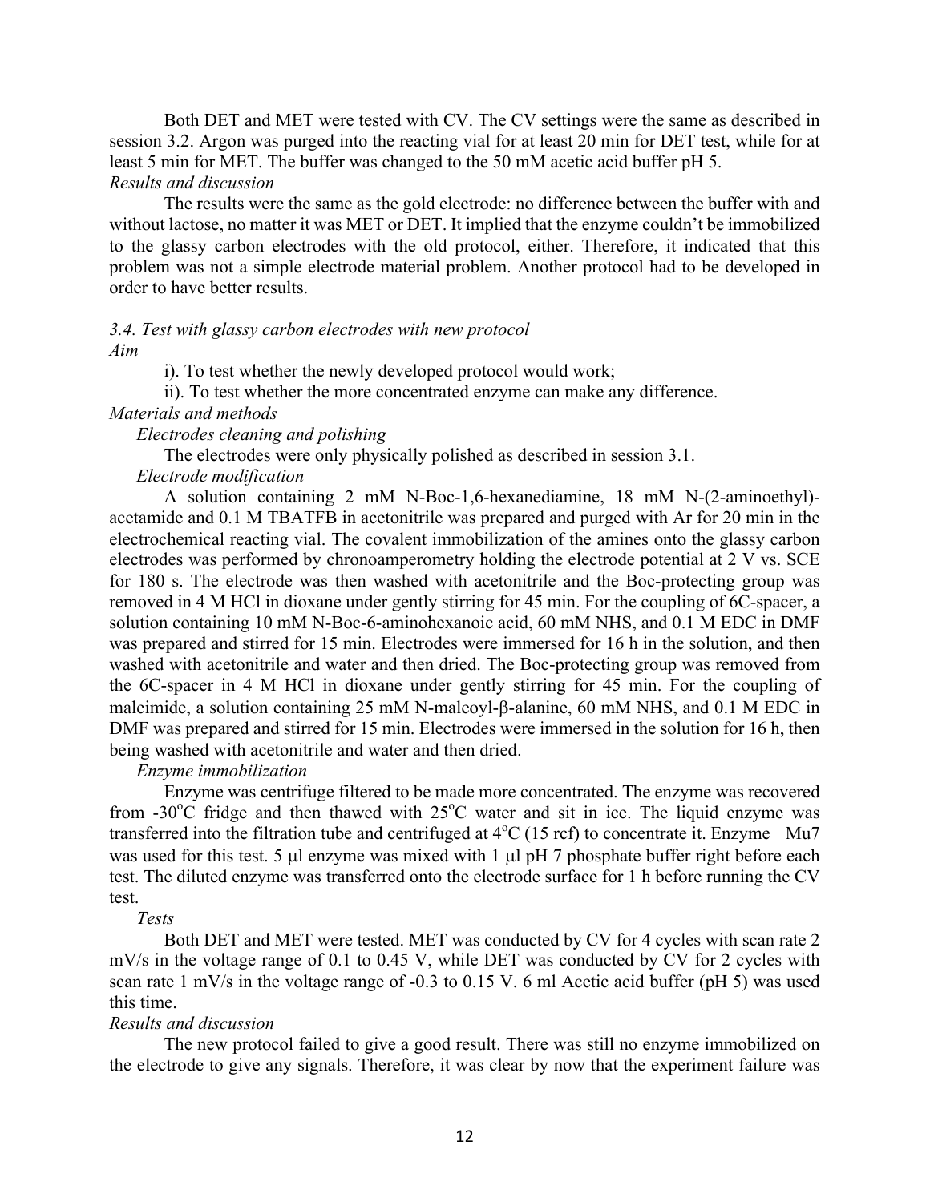Both DET and MET were tested with CV. The CV settings were the same as described in session 3.2. Argon was purged into the reacting vial for at least 20 min for DET test, while for at least 5 min for MET. The buffer was changed to the 50 mM acetic acid buffer pH 5.

*Results and discussion*

The results were the same as the gold electrode: no difference between the buffer with and without lactose, no matter it was MET or DET. It implied that the enzyme couldn't be immobilized to the glassy carbon electrodes with the old protocol, either. Therefore, it indicated that this problem was not a simple electrode material problem. Another protocol had to be developed in order to have better results.

### *3.4. Test with glassy carbon electrodes with new protocol*

*Aim*

i). To test whether the newly developed protocol would work;

ii). To test whether the more concentrated enzyme can make any difference.

*Materials and methods*

*Electrodes cleaning and polishing*

The electrodes were only physically polished as described in session 3.1.

*Electrode modification*

A solution containing 2 mM N-Boc-1,6-hexanediamine, 18 mM N-(2-aminoethyl)-acetamide and 0.1 M TBATFB in acetonitrile was prepared and purged with Ar for 20 min in the electrochemical reacting vial. The covalent immobilization of the amines onto the glassy carbon electrodes was performed by chronoamperometry holding the electrode potential at 2 V vs. SCE for 180 s. The electrode was then washed with acetonitrile and the Boc-protecting group was removed in 4 M HCl in dioxane under gently stirring for 45 min. For the coupling of 6C-spacer, a solution containing 10 mM N-Boc-6-aminohexanoic acid, 60 mM NHS, and 0.1 M EDC in DMF was prepared and stirred for 15 min. Electrodes were immersed for 16 h in the solution, and then washed with acetonitrile and water and then dried. The Boc-protecting group was removed from the 6C-spacer in 4 M HCl in dioxane under gently stirring for 45 min. For the coupling of maleimide, a solution containing 25 mM N-maleoyl-β-alanine, 60 mM NHS, and 0.1 M EDC in DMF was prepared and stirred for 15 min. Electrodes were immersed in the solution for 16 h, then being washed with acetonitrile and water and then dried.

*Enzyme immobilization*

Enzyme was centrifuge filtered to be made more concentrated. The enzyme was recovered from -30°C fridge and then thawed with 25°C water and sit in ice. The liquid enzyme was transferred into the filtration tube and centrifuged at 4°C (15 rcf) to concentrate it. Enzyme Mu7 was used for this test. 5 μl enzyme was mixed with 1 μl pH 7 phosphate buffer right before each test. The diluted enzyme was transferred onto the electrode surface for 1 h before running the CV test.

*Tests*

Both DET and MET were tested. MET was conducted by CV for 4 cycles with scan rate 2 mV/s in the voltage range of 0.1 to 0.45 V, while DET was conducted by CV for 2 cycles with scan rate 1 mV/s in the voltage range of -0.3 to 0.15 V. 6 ml Acetic acid buffer (pH 5) was used this time.

*Results and discussion*

The new protocol failed to give a good result. There was still no enzyme immobilized on the electrode to give any signals. Therefore, it was clear by now that the experiment failure was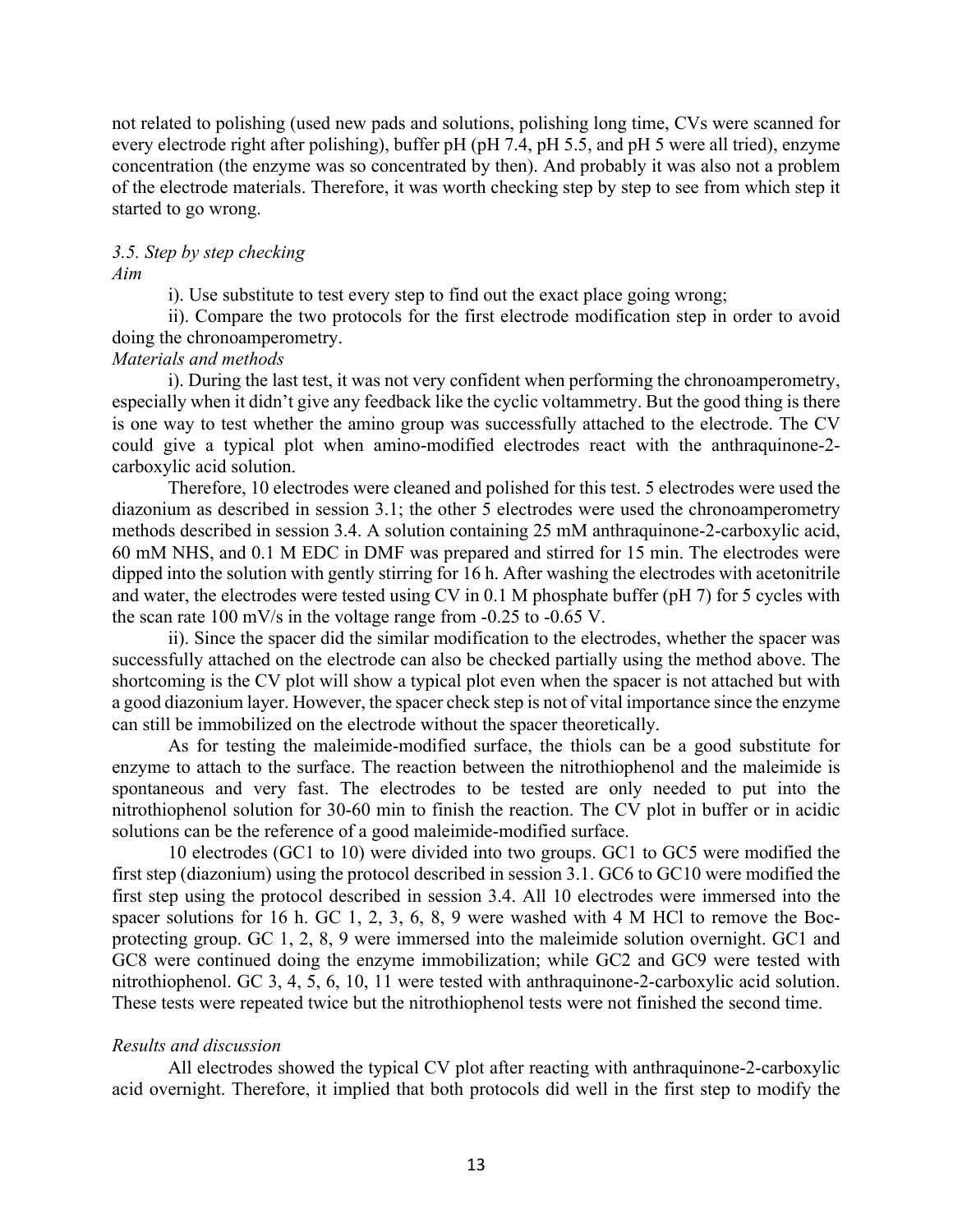not related to polishing (used new pads and solutions, polishing long time, CVs were scanned for every electrode right after polishing), buffer pH (pH 7.4, pH 5.5, and pH 5 were all tried), enzyme concentration (the enzyme was so concentrated by then). And probably it was also not a problem of the electrode materials. Therefore, it was worth checking step by step to see from which step it started to go wrong.

*3.5. Step by step checking*

*Aim*

i). Use substitute to test every step to find out the exact place going wrong;

ii). Compare the two protocols for the first electrode modification step in order to avoid doing the chronoamperometry.

*Materials and methods*

i). During the last test, it was not very confident when performing the chronoamperometry, especially when it didn't give any feedback like the cyclic voltammetry. But the good thing is there is one way to test whether the amino group was successfully attached to the electrode. The CV could give a typical plot when amino-modified electrodes react with the anthraquinone-2-carboxylic acid solution.

Therefore, 10 electrodes were cleaned and polished for this test. 5 electrodes were used the diazonium as described in session 3.1; the other 5 electrodes were used the chronoamperometry methods described in session 3.4. A solution containing 25 mM anthraquinone-2-carboxylic acid, 60 mM NHS, and 0.1 M EDC in DMF was prepared and stirred for 15 min. The electrodes were dipped into the solution with gently stirring for 16 h. After washing the electrodes with acetonitrile and water, the electrodes were tested using CV in 0.1 M phosphate buffer (pH 7) for 5 cycles with the scan rate 100 mV/s in the voltage range from -0.25 to -0.65 V.

ii). Since the spacer did the similar modification to the electrodes, whether the spacer was successfully attached on the electrode can also be checked partially using the method above. The shortcoming is the CV plot will show a typical plot even when the spacer is not attached but with a good diazonium layer. However, the spacer check step is not of vital importance since the enzyme can still be immobilized on the electrode without the spacer theoretically.

As for testing the maleimide-modified surface, the thiols can be a good substitute for enzyme to attach to the surface. The reaction between the nitrothiophenol and the maleimide is spontaneous and very fast. The electrodes to be tested are only needed to put into the nitrothiophenol solution for 30-60 min to finish the reaction. The CV plot in buffer or in acidic solutions can be the reference of a good maleimide-modified surface.

10 electrodes (GC1 to 10) were divided into two groups. GC1 to GC5 were modified the first step (diazonium) using the protocol described in session 3.1. GC6 to GC10 were modified the first step using the protocol described in session 3.4. All 10 electrodes were immersed into the spacer solutions for 16 h. GC 1, 2, 3, 6, 8, 9 were washed with 4 M HCl to remove the Boc-protecting group. GC 1, 2, 8, 9 were immersed into the maleimide solution overnight. GC1 and GC8 were continued doing the enzyme immobilization; while GC2 and GC9 were tested with nitrothiophenol. GC 3, 4, 5, 6, 10, 11 were tested with anthraquinone-2-carboxylic acid solution. These tests were repeated twice but the nitrothiophenol tests were not finished the second time.

*Results and discussion*

All electrodes showed the typical CV plot after reacting with anthraquinone-2-carboxylic acid overnight. Therefore, it implied that both protocols did well in the first step to modify the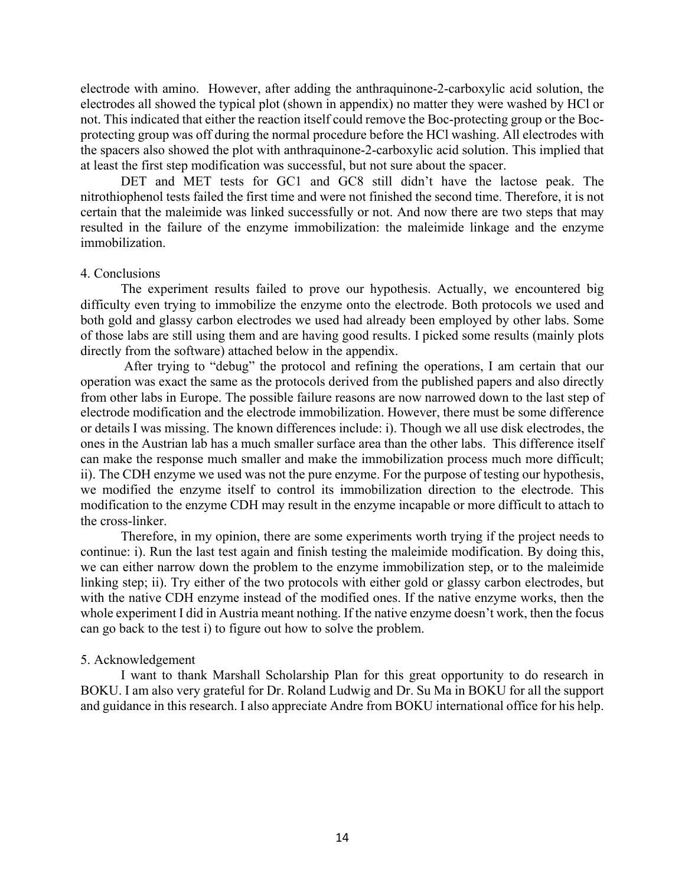electrode with amino. However, after adding the anthraquinone-2-carboxylic acid solution, the electrodes all showed the typical plot (shown in appendix) no matter they were washed by HCl or not. This indicated that either the reaction itself could remove the Boc-protecting group or the Boc-protecting group was off during the normal procedure before the HCl washing. All electrodes with the spacers also showed the plot with anthraquinone-2-carboxylic acid solution. This implied that at least the first step modification was successful, but not sure about the spacer.

DET and MET tests for GC1 and GC8 still didn't have the lactose peak. The nitrothiophenol tests failed the first time and were not finished the second time. Therefore, it is not certain that the maleimide was linked successfully or not. And now there are two steps that may resulted in the failure of the enzyme immobilization: the maleimide linkage and the enzyme immobilization.

4. Conclusions

The experiment results failed to prove our hypothesis. Actually, we encountered big difficulty even trying to immobilize the enzyme onto the electrode. Both protocols we used and both gold and glassy carbon electrodes we used had already been employed by other labs. Some of those labs are still using them and are having good results. I picked some results (mainly plots directly from the software) attached below in the appendix.

After trying to "debug" the protocol and refining the operations, I am certain that our operation was exact the same as the protocols derived from the published papers and also directly from other labs in Europe. The possible failure reasons are now narrowed down to the last step of electrode modification and the electrode immobilization. However, there must be some difference or details I was missing. The known differences include: i). Though we all use disk electrodes, the ones in the Austrian lab has a much smaller surface area than the other labs. This difference itself can make the response much smaller and make the immobilization process much more difficult; ii). The CDH enzyme we used was not the pure enzyme. For the purpose of testing our hypothesis, we modified the enzyme itself to control its immobilization direction to the electrode. This modification to the enzyme CDH may result in the enzyme incapable or more difficult to attach to the cross-linker.

Therefore, in my opinion, there are some experiments worth trying if the project needs to continue: i). Run the last test again and finish testing the maleimide modification. By doing this, we can either narrow down the problem to the enzyme immobilization step, or to the maleimide linking step; ii). Try either of the two protocols with either gold or glassy carbon electrodes, but with the native CDH enzyme instead of the modified ones. If the native enzyme works, then the whole experiment I did in Austria meant nothing. If the native enzyme doesn't work, then the focus can go back to the test i) to figure out how to solve the problem.

5. Acknowledgement

I want to thank Marshall Scholarship Plan for this great opportunity to do research in BOKU. I am also very grateful for Dr. Roland Ludwig and Dr. Su Ma in BOKU for all the support and guidance in this research. I also appreciate Andre from BOKU international office for his help.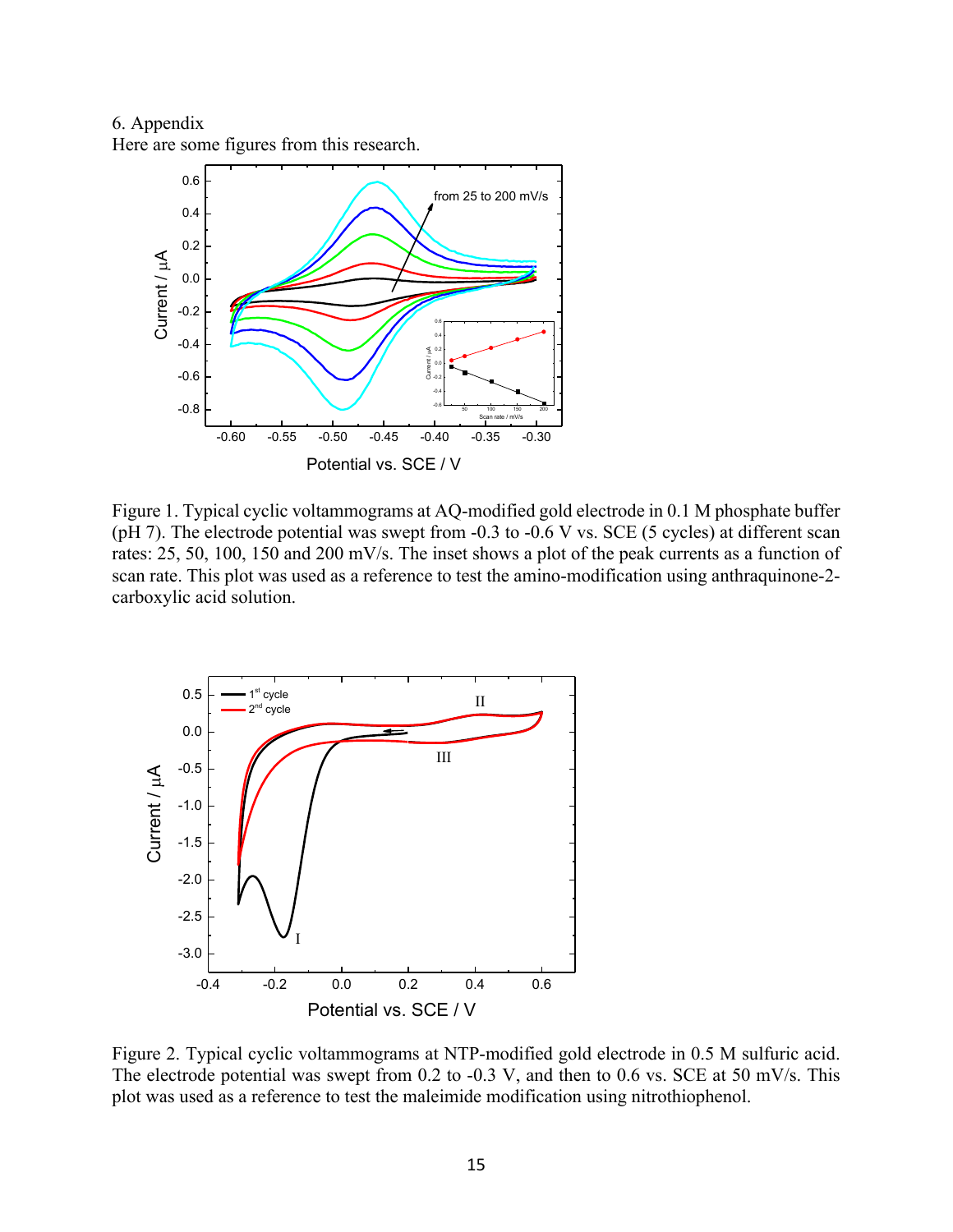6. Appendix

Here are some figures from this research.

from 25 to 200 mV/s

Current / μA

Potential vs. SCE / V

Current / μA

Scan rate / mV/s

Figure 1. Typical cyclic voltammograms at AQ-modified gold electrode in 0.1 M phosphate buffer (pH 7). The electrode potential was swept from -0.3 to -0.6 V vs. SCE (5 cycles) at different scan rates: 25, 50, 100, 150 and 200 mV/s. The inset shows a plot of the peak currents as a function of scan rate. This plot was used as a reference to test the amino-modification using anthraquinone-2-carboxylic acid solution.

1st cycle

2nd cycle

I

II

III

Current / μA

Potential vs. SCE / V

Figure 2. Typical cyclic voltammograms at NTP-modified gold electrode in 0.5 M sulfuric acid. The electrode potential was swept from 0.2 to -0.3 V, and then to 0.6 vs. SCE at 50 mV/s. This plot was used as a reference to test the maleimide modification using nitrothiophenol.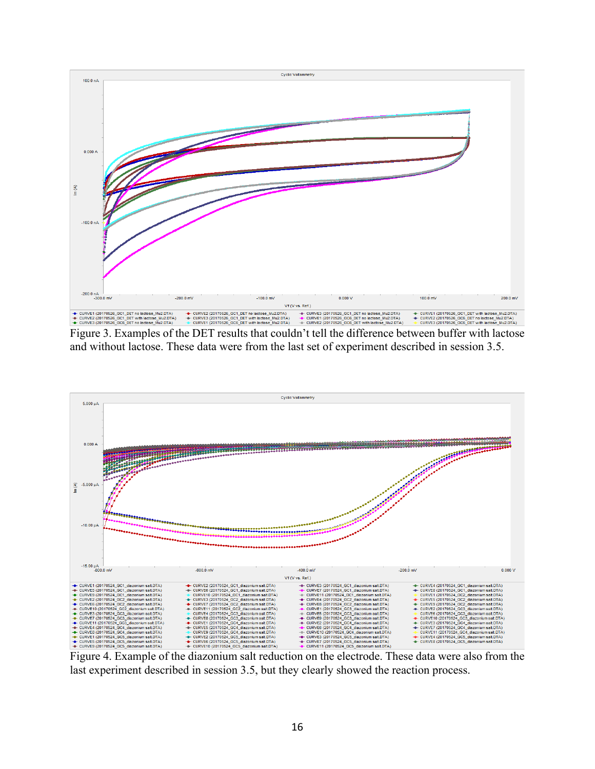Cyclic Voltammetry

100.0 nA

0.000 A

-100.0 nA

-200.0 nA

Im (A)

-300.0 mV

-200.0 mV

-100.0 mV

0.000 V

100.0 mV

200.0 mV

Vf (V vs. Ref.)

CURVE1 (20170526_GC1_DET no lactose_Mu2.DTA)
CURVE2 (20170526_GC1_DET no lactose_Mu2.DTA)
CURVE3 (20170526_GC1_DET no lactose_Mu2.DTA)
CURVE1 (20170526_GC1_DET with lactose_Mu2.DTA)
CURVE2 (20170526_GC1_DET with lactose_Mu2.DTA)
CURVE3 (20170526_GC1_DET with lactose_Mu2.DTA)
CURVE1 (20170526_GC6_DET no lactose_Mu2.DTA)
CURVE2 (20170526_GC6_DET no lactose_Mu2.DTA)
CURVE3 (20170526_GC6_DET no lactose_Mu2.DTA)
CURVE1 (20170526_GC6_DET with lactose_Mu2.DTA)
CURVE2 (20170526_GC6_DET with lactose_Mu2.DTA)
CURVE3 (20170526_GC6_DET with lactose_Mu2.DTA)

Figure 3. Examples of the DET results that couldn't tell the difference between buffer with lactose and without lactose. These data were from the last set of experiment described in session 3.5.

Cyclic Voltammetry

5.000 µA

0.000 A

-5.000 µA

-10.00 µA

-15.00 µA

Im (A)

-800.0 mV

-600.0 mV

-400.0 mV

-200.0 mV

0.000 V

Vf (V vs. Ref.)

CURVE1 (20170524_GC1_diazonium salt.DTA)
CURVE2 (20170524_GC1_diazonium salt.DTA)
CURVE3 (20170524_GC1_diazonium salt.DTA)
CURVE4 (20170524_GC1_diazonium salt.DTA)
CURVE5 (20170524_GC1_diazonium salt.DTA)
CURVE6 (20170524_GC1_diazonium salt.DTA)
CURVE7 (20170524_GC1_diazonium salt.DTA)
CURVE8 (20170524_GC1_diazonium salt.DTA)
CURVE9 (20170524_GC1_diazonium salt.DTA)
CURVE10 (20170524_GC1_diazonium salt.DTA)
CURVE11 (20170524_GC1_diazonium salt.DTA)
CURVE1 (20170524_GC2_diazonium salt.DTA)
CURVE2 (20170524_GC2_diazonium salt.DTA)
CURVE3 (20170524_GC2_diazonium salt.DTA)
CURVE4 (20170524_GC2_diazonium salt.DTA)
CURVE5 (20170524_GC2_diazonium salt.DTA)
CURVE6 (20170524_GC2_diazonium salt.DTA)
CURVE7 (20170524_GC2_diazonium salt.DTA)
CURVE8 (20170524_GC2_diazonium salt.DTA)
CURVE9 (20170524_GC2_diazonium salt.DTA)
CURVE10 (20170524_GC2_diazonium salt.DTA)
CURVE11 (20170524_GC2_diazonium salt.DTA)
CURVE1 (20170524_GC3_diazonium salt.DTA)
CURVE2 (20170524_GC3_diazonium salt.DTA)
CURVE3 (20170524_GC3_diazonium salt.DTA)
CURVE4 (20170524_GC3_diazonium salt.DTA)
CURVE5 (20170524_GC3_diazonium salt.DTA)
CURVE6 (20170524_GC3_diazonium salt.DTA)
CURVE7 (20170524_GC3_diazonium salt.DTA)
CURVE8 (20170524_GC3_diazonium salt.DTA)
CURVE9 (20170524_GC3_diazonium salt.DTA)
CURVE10 (20170524_GC3_diazonium salt.DTA)
CURVE11 (20170524_GC3_diazonium salt.DTA)
CURVE1 (20170524_GC4_diazonium salt.DTA)
CURVE2 (20170524_GC4_diazonium salt.DTA)
CURVE3 (20170524_GC4_diazonium salt.DTA)
CURVE4 (20170524_GC4_diazonium salt.DTA)
CURVE5 (20170524_GC4_diazonium salt.DTA)
CURVE6 (20170524_GC4_diazonium salt.DTA)
CURVE7 (20170524_GC4_diazonium salt.DTA)
CURVE8 (20170524_GC4_diazonium salt.DTA)
CURVE9 (20170524_GC4_diazonium salt.DTA)
CURVE10 (20170524_GC4_diazonium salt.DTA)
CURVE11 (20170524_GC4_diazonium salt.DTA)
CURVE1 (20170524_GC5_diazonium salt.DTA)
CURVE2 (20170524_GC5_diazonium salt.DTA)
CURVE3 (20170524_GC5_diazonium salt.DTA)
CURVE4 (20170524_GC5_diazonium salt.DTA)
CURVE5 (20170524_GC5_diazonium salt.DTA)
CURVE6 (20170524_GC5_diazonium salt.DTA)
CURVE7 (20170524_GC5_diazonium salt.DTA)
CURVE8 (20170524_GC5_diazonium salt.DTA)
CURVE9 (20170524_GC5_diazonium salt.DTA)
CURVE10 (20170524_GC5_diazonium salt.DTA)
CURVE11 (20170524_GC5_diazonium salt.DTA)

Figure 4. Example of the diazonium salt reduction on the electrode. These data were also from the last experiment described in session 3.5, but they clearly showed the reaction process.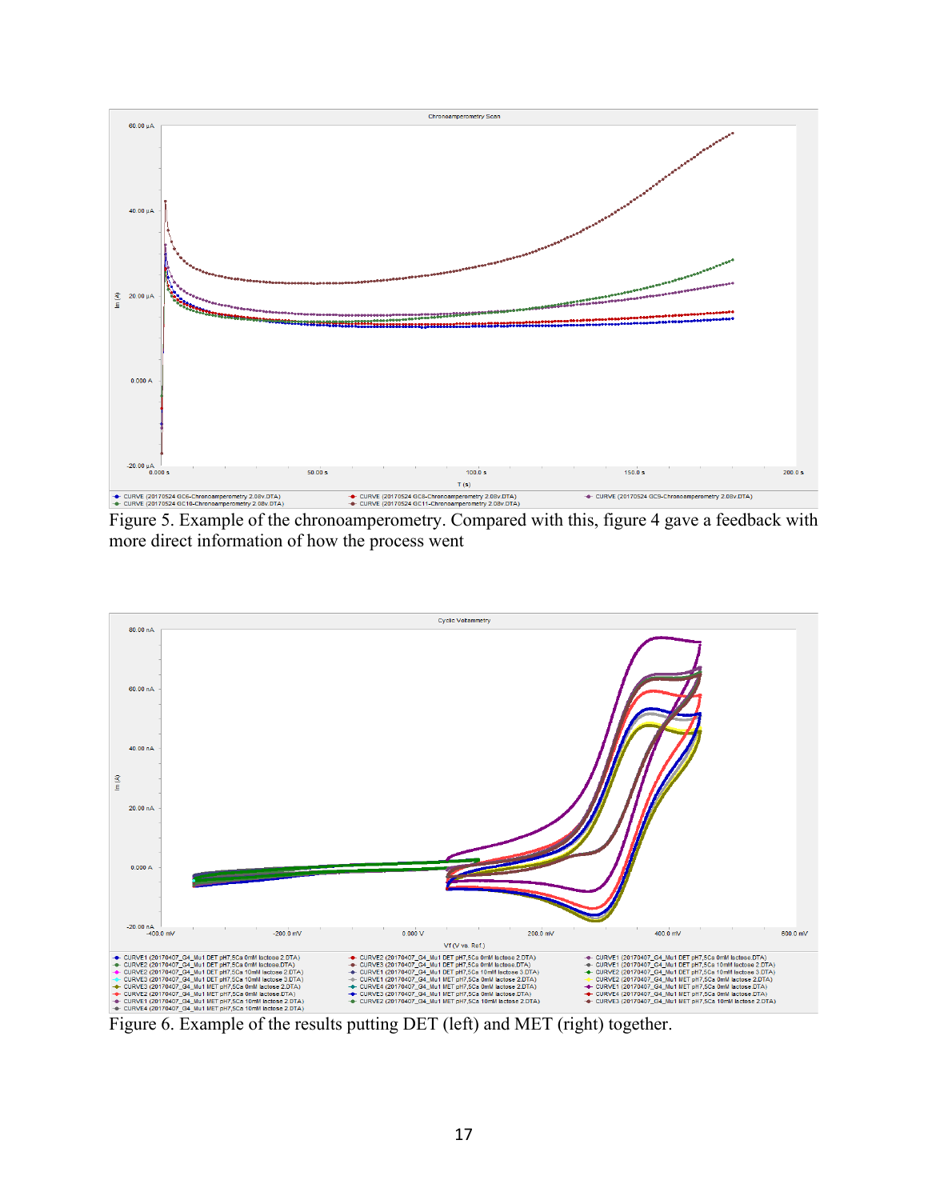Chronoamperometry Scan

60.00 µA
40.00 µA
20.00 µA
0.000 A
-20.00 µA

Im (A)

0.000 s
50.00 s
100.0 s
150.0 s
200.0 s

T (s)

CURVE (20170524 GC6-Chronoamperometry 2.08v.DTA)
CURVE (20170524 GC8-Chronoamperometry 2.08v.DTA)
CURVE (20170524 GC9-Chronoamperometry 2.08v.DTA)
CURVE (20170524 GC10-Chronoamperometry 2.08v.DTA)
CURVE (20170524 GC11-Chronoamperometry 2.08v.DTA)

Figure 5. Example of the chronoamperometry. Compared with this, figure 4 gave a feedback with more direct information of how the process went

Cyclic Voltammetry

80.00 nA
60.00 nA
40.00 nA
20.00 nA
0.000 A
-20.00 nA

Im (A)

-400.0 mV
-200.0 mV
0.000 V
200.0 mV
400.0 mV
600.0 mV

Vf (V vs. Ref.)

CURVE1 (20170407_G4_Mu1 DET pH7,5Ca 0mM lactose 2.DTA)
CURVE2 (20170407_G4_Mu1 DET pH7,5Ca 0mM lactose 2.DTA)
CURVE1 (20170407_G4_Mu1 DET pH7,5Ca 0mM lactose.DTA)
CURVE2 (20170407_G4_Mu1 DET pH7,5Ca 0mM lactose.DTA)
CURVE3 (20170407_G4_Mu1 DET pH7,5Ca 0mM lactose.DTA)
CURVE1 (20170407_G4_Mu1 DET pH7,5Ca 10mM lactose 2.DTA)
CURVE2 (20170407_G4_Mu1 DET pH7,5Ca 10mM lactose 2.DTA)
CURVE1 (20170407_G4_Mu1 DET pH7,5Ca 10mM lactose 3.DTA)
CURVE2 (20170407_G4_Mu1 DET pH7,5Ca 10mM lactose 3.DTA)
CURVE3 (20170407_G4_Mu1 DET pH7,5Ca 10mM lactose 3.DTA)
CURVE1 (20170407_G4_Mu1 MET pH7,5Ca 0mM lactose 2.DTA)
CURVE2 (20170407_G4_Mu1 MET pH7,5Ca 0mM lactose 2.DTA)
CURVE3 (20170407_G4_Mu1 MET pH7,5Ca 0mM lactose 2.DTA)
CURVE4 (20170407_G4_Mu1 MET pH7,5Ca 0mM lactose 2.DTA)
CURVE1 (20170407_G4_Mu1 MET pH7,5Ca 0mM lactose.DTA)
CURVE2 (20170407_G4_Mu1 MET pH7,5Ca 0mM lactose.DTA)
CURVE2 (20170407_G4_Mu1 MET pH7,5Ca 0mM lactose.DTA)
CURVE4 (20170407_G4_Mu1 MET pH7,5Ca 0mM lactose.DTA)
CURVE1 (20170407_G4_Mu1 MET pH7,5Ca 10mM lactose 2.DTA)
CURVE2 (20170407_G4_Mu1 MET pH7,5Ca 10mM lactose 2.DTA)
CURVE3 (20170407_G4_Mu1 MET pH7,5Ca 10mM lactose 2.DTA)
CURVE4 (20170407_G4_Mu1 MET pH7,5Ca 10mM lactose 2.DTA)

Figure 6. Example of the results putting DET (left) and MET (right) together.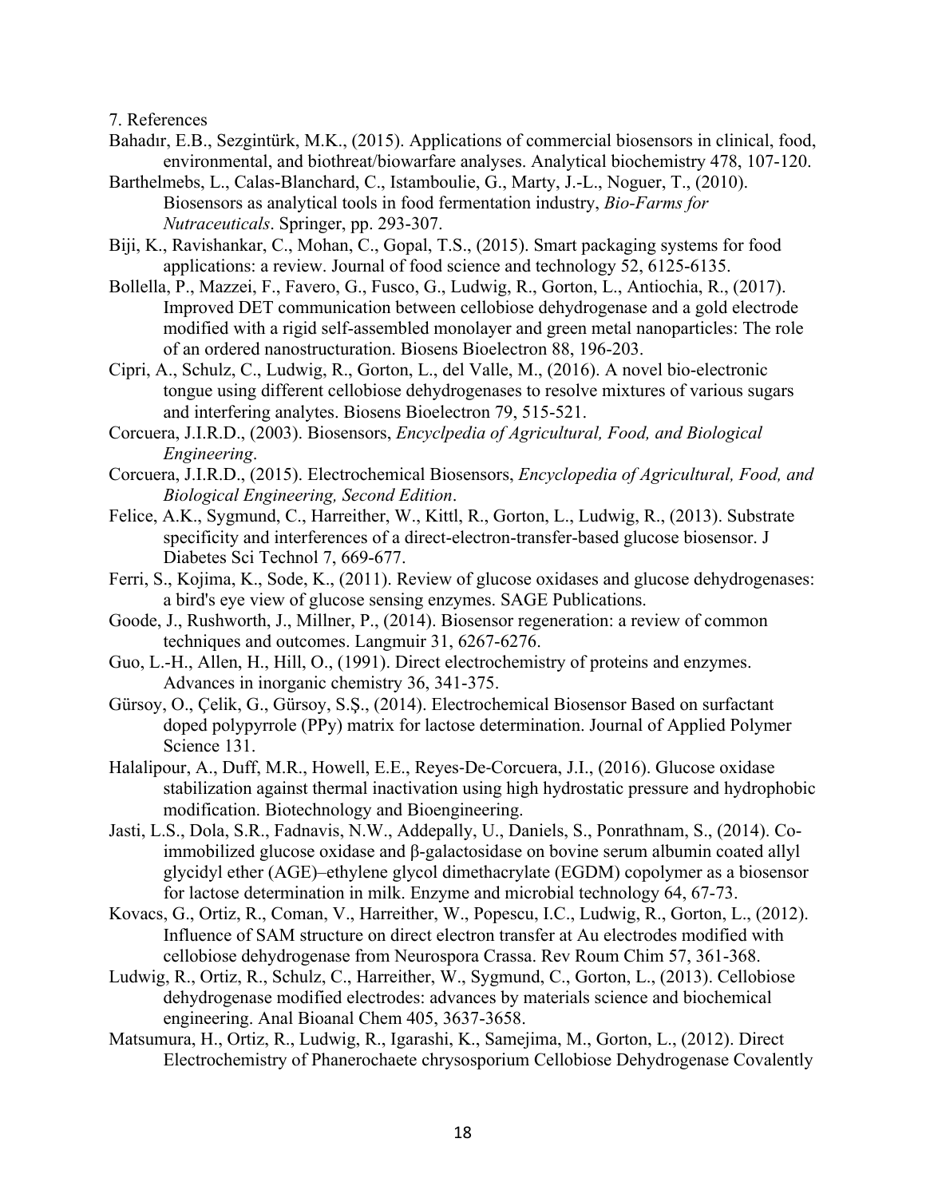## 7. References

Bahadır, E.B., Sezgintürk, M.K., (2015). Applications of commercial biosensors in clinical, food, environmental, and biothreat/biowarfare analyses. Analytical biochemistry 478, 107-120.

Barthelmebs, L., Calas-Blanchard, C., Istamboulie, G., Marty, J.-L., Noguer, T., (2010). Biosensors as analytical tools in food fermentation industry, *Bio-Farms for Nutraceuticals*. Springer, pp. 293-307.

Biji, K., Ravishankar, C., Mohan, C., Gopal, T.S., (2015). Smart packaging systems for food applications: a review. Journal of food science and technology 52, 6125-6135.

Bollella, P., Mazzei, F., Favero, G., Fusco, G., Ludwig, R., Gorton, L., Antiochia, R., (2017). Improved DET communication between cellobiose dehydrogenase and a gold electrode modified with a rigid self-assembled monolayer and green metal nanoparticles: The role of an ordered nanostructuration. Biosens Bioelectron 88, 196-203.

Cipri, A., Schulz, C., Ludwig, R., Gorton, L., del Valle, M., (2016). A novel bio-electronic tongue using different cellobiose dehydrogenases to resolve mixtures of various sugars and interfering analytes. Biosens Bioelectron 79, 515-521.

Corcuera, J.I.R.D., (2003). Biosensors, *Encyclpedia of Agricultural, Food, and Biological Engineering*.

Corcuera, J.I.R.D., (2015). Electrochemical Biosensors, *Encyclopedia of Agricultural, Food, and Biological Engineering, Second Edition*.

Felice, A.K., Sygmund, C., Harreither, W., Kittl, R., Gorton, L., Ludwig, R., (2013). Substrate specificity and interferences of a direct-electron-transfer-based glucose biosensor. J Diabetes Sci Technol 7, 669-677.

Ferri, S., Kojima, K., Sode, K., (2011). Review of glucose oxidases and glucose dehydrogenases: a bird's eye view of glucose sensing enzymes. SAGE Publications.

Goode, J., Rushworth, J., Millner, P., (2014). Biosensor regeneration: a review of common techniques and outcomes. Langmuir 31, 6267-6276.

Guo, L.-H., Allen, H., Hill, O., (1991). Direct electrochemistry of proteins and enzymes. Advances in inorganic chemistry 36, 341-375.

Gürsoy, O., Çelik, G., Gürsoy, S.Ş., (2014). Electrochemical Biosensor Based on surfactant doped polypyrrole (PPy) matrix for lactose determination. Journal of Applied Polymer Science 131.

Halalipour, A., Duff, M.R., Howell, E.E., Reyes-De-Corcuera, J.I., (2016). Glucose oxidase stabilization against thermal inactivation using high hydrostatic pressure and hydrophobic modification. Biotechnology and Bioengineering.

Jasti, L.S., Dola, S.R., Fadnavis, N.W., Addepally, U., Daniels, S., Ponrathnam, S., (2014). Co-immobilized glucose oxidase and β-galactosidase on bovine serum albumin coated allyl glycidyl ether (AGE)–ethylene glycol dimethacrylate (EGDM) copolymer as a biosensor for lactose determination in milk. Enzyme and microbial technology 64, 67-73.

Kovacs, G., Ortiz, R., Coman, V., Harreither, W., Popescu, I.C., Ludwig, R., Gorton, L., (2012). Influence of SAM structure on direct electron transfer at Au electrodes modified with cellobiose dehydrogenase from Neurospora Crassa. Rev Roum Chim 57, 361-368.

Ludwig, R., Ortiz, R., Schulz, C., Harreither, W., Sygmund, C., Gorton, L., (2013). Cellobiose dehydrogenase modified electrodes: advances by materials science and biochemical engineering. Anal Bioanal Chem 405, 3637-3658.

Matsumura, H., Ortiz, R., Ludwig, R., Igarashi, K., Samejima, M., Gorton, L., (2012). Direct Electrochemistry of Phanerochaete chrysosporium Cellobiose Dehydrogenase Covalently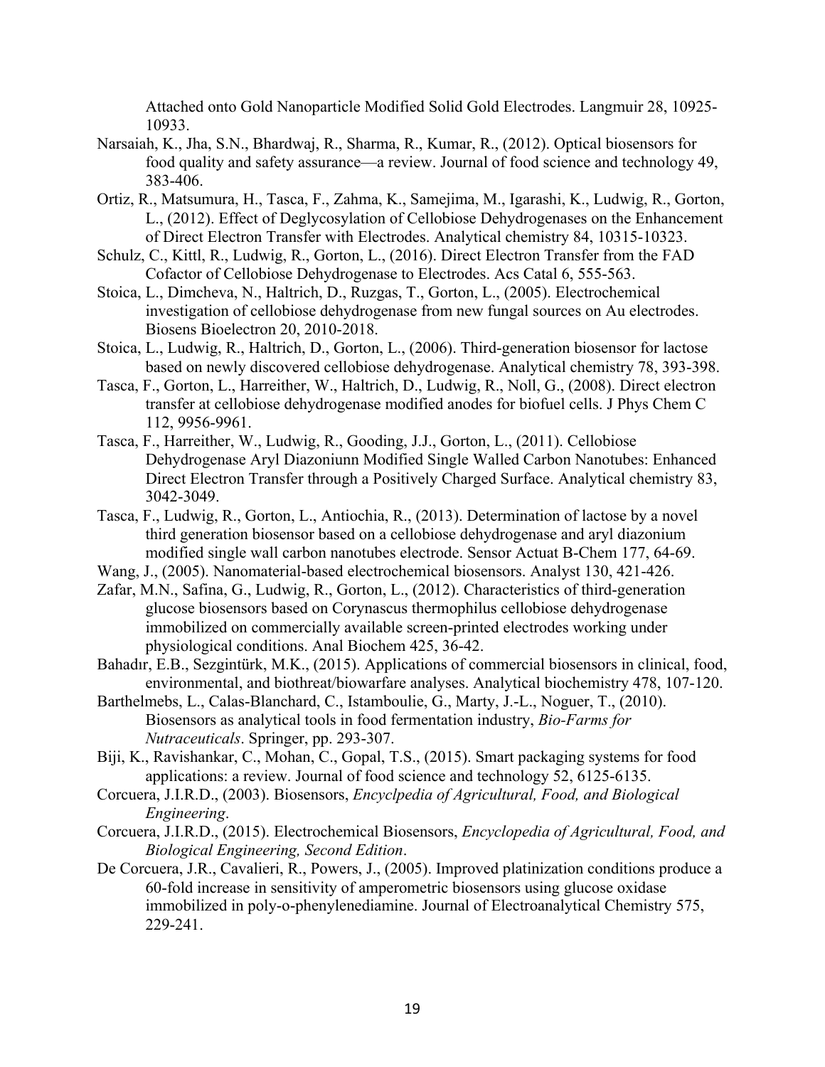Attached onto Gold Nanoparticle Modified Solid Gold Electrodes. Langmuir 28, 10925-10933.

Narsaiah, K., Jha, S.N., Bhardwaj, R., Sharma, R., Kumar, R., (2012). Optical biosensors for food quality and safety assurance—a review. Journal of food science and technology 49, 383-406.

Ortiz, R., Matsumura, H., Tasca, F., Zahma, K., Samejima, M., Igarashi, K., Ludwig, R., Gorton, L., (2012). Effect of Deglycosylation of Cellobiose Dehydrogenases on the Enhancement of Direct Electron Transfer with Electrodes. Analytical chemistry 84, 10315-10323.

Schulz, C., Kittl, R., Ludwig, R., Gorton, L., (2016). Direct Electron Transfer from the FAD Cofactor of Cellobiose Dehydrogenase to Electrodes. Acs Catal 6, 555-563.

Stoica, L., Dimcheva, N., Haltrich, D., Ruzgas, T., Gorton, L., (2005). Electrochemical investigation of cellobiose dehydrogenase from new fungal sources on Au electrodes. Biosens Bioelectron 20, 2010-2018.

Stoica, L., Ludwig, R., Haltrich, D., Gorton, L., (2006). Third-generation biosensor for lactose based on newly discovered cellobiose dehydrogenase. Analytical chemistry 78, 393-398.

Tasca, F., Gorton, L., Harreither, W., Haltrich, D., Ludwig, R., Noll, G., (2008). Direct electron transfer at cellobiose dehydrogenase modified anodes for biofuel cells. J Phys Chem C 112, 9956-9961.

Tasca, F., Harreither, W., Ludwig, R., Gooding, J.J., Gorton, L., (2011). Cellobiose Dehydrogenase Aryl Diazoniunn Modified Single Walled Carbon Nanotubes: Enhanced Direct Electron Transfer through a Positively Charged Surface. Analytical chemistry 83, 3042-3049.

Tasca, F., Ludwig, R., Gorton, L., Antiochia, R., (2013). Determination of lactose by a novel third generation biosensor based on a cellobiose dehydrogenase and aryl diazonium modified single wall carbon nanotubes electrode. Sensor Actuat B-Chem 177, 64-69.

Wang, J., (2005). Nanomaterial-based electrochemical biosensors. Analyst 130, 421-426.

Zafar, M.N., Safina, G., Ludwig, R., Gorton, L., (2012). Characteristics of third-generation glucose biosensors based on Corynascus thermophilus cellobiose dehydrogenase immobilized on commercially available screen-printed electrodes working under physiological conditions. Anal Biochem 425, 36-42.

Bahadır, E.B., Sezgintürk, M.K., (2015). Applications of commercial biosensors in clinical, food, environmental, and biothreat/biowarfare analyses. Analytical biochemistry 478, 107-120.

Barthelmebs, L., Calas-Blanchard, C., Istamboulie, G., Marty, J.-L., Noguer, T., (2010). Biosensors as analytical tools in food fermentation industry, *Bio-Farms for Nutraceuticals*. Springer, pp. 293-307.

Biji, K., Ravishankar, C., Mohan, C., Gopal, T.S., (2015). Smart packaging systems for food applications: a review. Journal of food science and technology 52, 6125-6135.

Corcuera, J.I.R.D., (2003). Biosensors, *Encyclpedia of Agricultural, Food, and Biological Engineering*.

Corcuera, J.I.R.D., (2015). Electrochemical Biosensors, *Encyclopedia of Agricultural, Food, and Biological Engineering, Second Edition*.

De Corcuera, J.R., Cavalieri, R., Powers, J., (2005). Improved platinization conditions produce a 60-fold increase in sensitivity of amperometric biosensors using glucose oxidase immobilized in poly-o-phenylenediamine. Journal of Electroanalytical Chemistry 575, 229-241.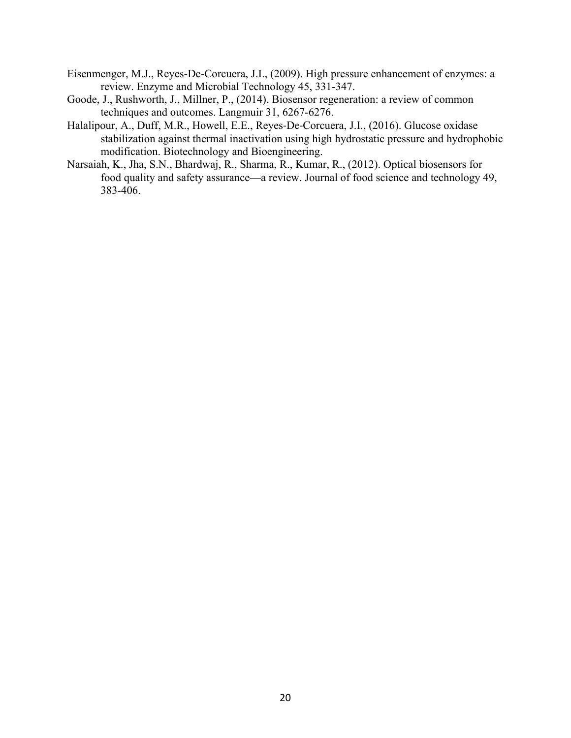Eisenmenger, M.J., Reyes-De-Corcuera, J.I., (2009). High pressure enhancement of enzymes: a review. Enzyme and Microbial Technology 45, 331-347.

Goode, J., Rushworth, J., Millner, P., (2014). Biosensor regeneration: a review of common techniques and outcomes. Langmuir 31, 6267-6276.

Halalipour, A., Duff, M.R., Howell, E.E., Reyes-De-Corcuera, J.I., (2016). Glucose oxidase stabilization against thermal inactivation using high hydrostatic pressure and hydrophobic modification. Biotechnology and Bioengineering.

Narsaiah, K., Jha, S.N., Bhardwaj, R., Sharma, R., Kumar, R., (2012). Optical biosensors for food quality and safety assurance—a review. Journal of food science and technology 49, 383-406.